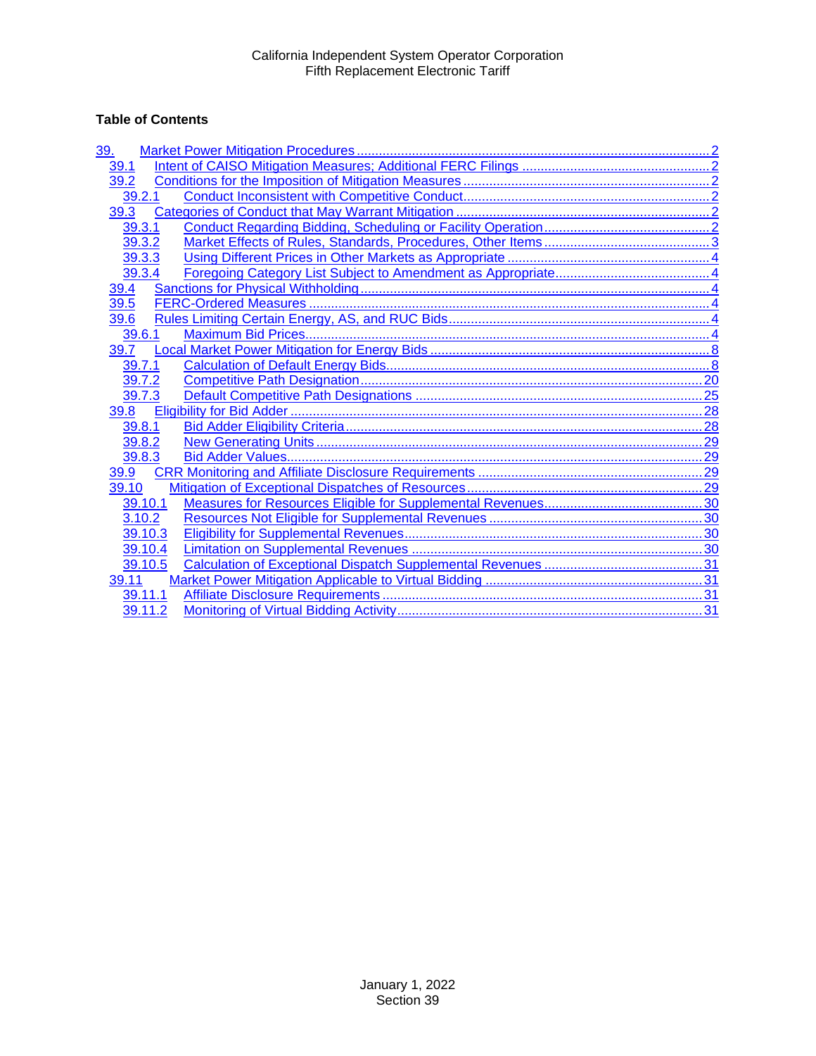California Independent System Operator Corporation
Fifth Replacement Electronic Tariff

**Table of Contents**

- 39. Market Power Mitigation Procedures ..... 2
  - 39.1 Intent of CAISO Mitigation Measures; Additional FERC Filings ..... 2
  - 39.2 Conditions for the Imposition of Mitigation Measures ..... 2
    - 39.2.1 Conduct Inconsistent with Competitive Conduct ..... 2
  - 39.3 Categories of Conduct that May Warrant Mitigation ..... 2
    - 39.3.1 Conduct Regarding Bidding, Scheduling or Facility Operation ..... 2
    - 39.3.2 Market Effects of Rules, Standards, Procedures, Other Items ..... 3
    - 39.3.3 Using Different Prices in Other Markets as Appropriate ..... 4
    - 39.3.4 Foregoing Category List Subject to Amendment as Appropriate ..... 4
  - 39.4 Sanctions for Physical Withholding ..... 4
  - 39.5 FERC-Ordered Measures ..... 4
  - 39.6 Rules Limiting Certain Energy, AS, and RUC Bids ..... 4
    - 39.6.1 Maximum Bid Prices ..... 4
  - 39.7 Local Market Power Mitigation for Energy Bids ..... 8
    - 39.7.1 Calculation of Default Energy Bids ..... 8
    - 39.7.2 Competitive Path Designation ..... 20
    - 39.7.3 Default Competitive Path Designations ..... 25
  - 39.8 Eligibility for Bid Adder ..... 28
    - 39.8.1 Bid Adder Eligibility Criteria ..... 28
    - 39.8.2 New Generating Units ..... 29
    - 39.8.3 Bid Adder Values ..... 29
  - 39.9 CRR Monitoring and Affiliate Disclosure Requirements ..... 29
  - 39.10 Mitigation of Exceptional Dispatches of Resources ..... 29
    - 39.10.1 Measures for Resources Eligible for Supplemental Revenues ..... 30
    - 3.10.2 Resources Not Eligible for Supplemental Revenues ..... 30
    - 39.10.3 Eligibility for Supplemental Revenues ..... 30
    - 39.10.4 Limitation on Supplemental Revenues ..... 30
    - 39.10.5 Calculation of Exceptional Dispatch Supplemental Revenues ..... 31
  - 39.11 Market Power Mitigation Applicable to Virtual Bidding ..... 31
    - 39.11.1 Affiliate Disclosure Requirements ..... 31
    - 39.11.2 Monitoring of Virtual Bidding Activity ..... 31

January 1, 2022
Section 39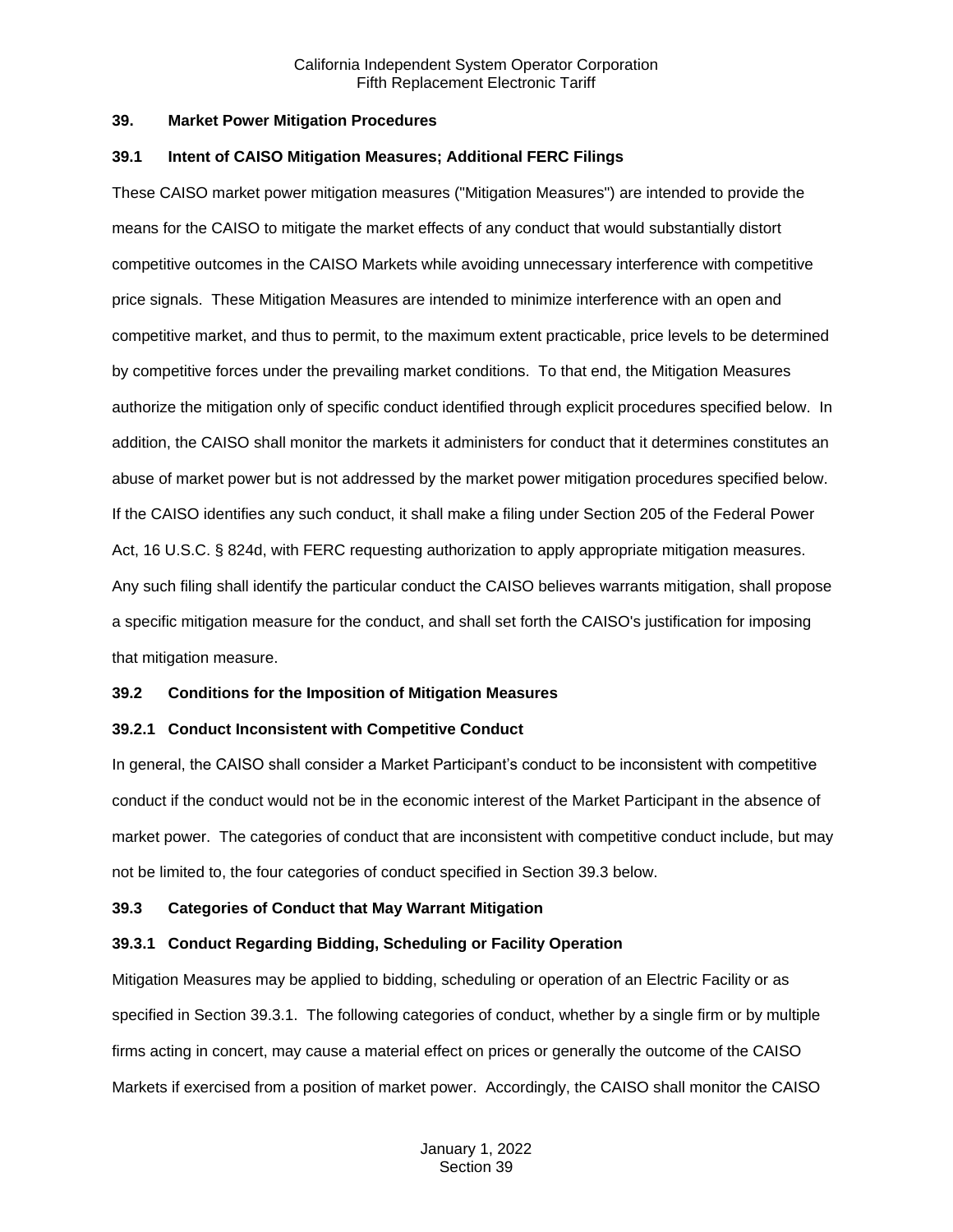## 39. Market Power Mitigation Procedures

### 39.1 Intent of CAISO Mitigation Measures; Additional FERC Filings

These CAISO market power mitigation measures ("Mitigation Measures") are intended to provide the means for the CAISO to mitigate the market effects of any conduct that would substantially distort competitive outcomes in the CAISO Markets while avoiding unnecessary interference with competitive price signals. These Mitigation Measures are intended to minimize interference with an open and competitive market, and thus to permit, to the maximum extent practicable, price levels to be determined by competitive forces under the prevailing market conditions. To that end, the Mitigation Measures authorize the mitigation only of specific conduct identified through explicit procedures specified below. In addition, the CAISO shall monitor the markets it administers for conduct that it determines constitutes an abuse of market power but is not addressed by the market power mitigation procedures specified below. If the CAISO identifies any such conduct, it shall make a filing under Section 205 of the Federal Power Act, 16 U.S.C. § 824d, with FERC requesting authorization to apply appropriate mitigation measures. Any such filing shall identify the particular conduct the CAISO believes warrants mitigation, shall propose a specific mitigation measure for the conduct, and shall set forth the CAISO's justification for imposing that mitigation measure.

### 39.2 Conditions for the Imposition of Mitigation Measures

#### 39.2.1 Conduct Inconsistent with Competitive Conduct

In general, the CAISO shall consider a Market Participant's conduct to be inconsistent with competitive conduct if the conduct would not be in the economic interest of the Market Participant in the absence of market power. The categories of conduct that are inconsistent with competitive conduct include, but may not be limited to, the four categories of conduct specified in Section 39.3 below.

### 39.3 Categories of Conduct that May Warrant Mitigation

#### 39.3.1 Conduct Regarding Bidding, Scheduling or Facility Operation

Mitigation Measures may be applied to bidding, scheduling or operation of an Electric Facility or as specified in Section 39.3.1. The following categories of conduct, whether by a single firm or by multiple firms acting in concert, may cause a material effect on prices or generally the outcome of the CAISO Markets if exercised from a position of market power. Accordingly, the CAISO shall monitor the CAISO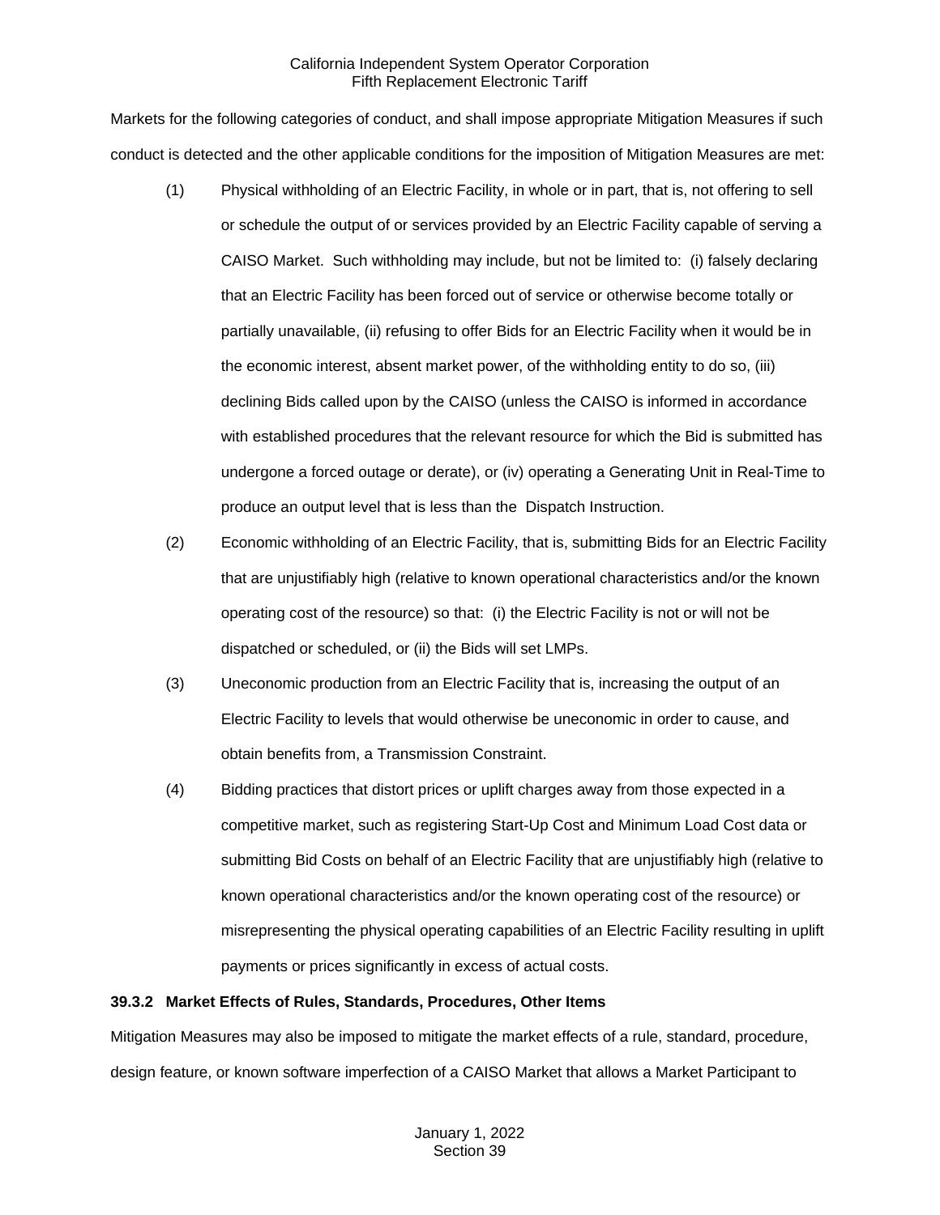Markets for the following categories of conduct, and shall impose appropriate Mitigation Measures if such conduct is detected and the other applicable conditions for the imposition of Mitigation Measures are met:

(1) Physical withholding of an Electric Facility, in whole or in part, that is, not offering to sell or schedule the output of or services provided by an Electric Facility capable of serving a CAISO Market. Such withholding may include, but not be limited to: (i) falsely declaring that an Electric Facility has been forced out of service or otherwise become totally or partially unavailable, (ii) refusing to offer Bids for an Electric Facility when it would be in the economic interest, absent market power, of the withholding entity to do so, (iii) declining Bids called upon by the CAISO (unless the CAISO is informed in accordance with established procedures that the relevant resource for which the Bid is submitted has undergone a forced outage or derate), or (iv) operating a Generating Unit in Real-Time to produce an output level that is less than the Dispatch Instruction.

(2) Economic withholding of an Electric Facility, that is, submitting Bids for an Electric Facility that are unjustifiably high (relative to known operational characteristics and/or the known operating cost of the resource) so that: (i) the Electric Facility is not or will not be dispatched or scheduled, or (ii) the Bids will set LMPs.

(3) Uneconomic production from an Electric Facility that is, increasing the output of an Electric Facility to levels that would otherwise be uneconomic in order to cause, and obtain benefits from, a Transmission Constraint.

(4) Bidding practices that distort prices or uplift charges away from those expected in a competitive market, such as registering Start-Up Cost and Minimum Load Cost data or submitting Bid Costs on behalf of an Electric Facility that are unjustifiably high (relative to known operational characteristics and/or the known operating cost of the resource) or misrepresenting the physical operating capabilities of an Electric Facility resulting in uplift payments or prices significantly in excess of actual costs.

**39.3.2 Market Effects of Rules, Standards, Procedures, Other Items**

Mitigation Measures may also be imposed to mitigate the market effects of a rule, standard, procedure, design feature, or known software imperfection of a CAISO Market that allows a Market Participant to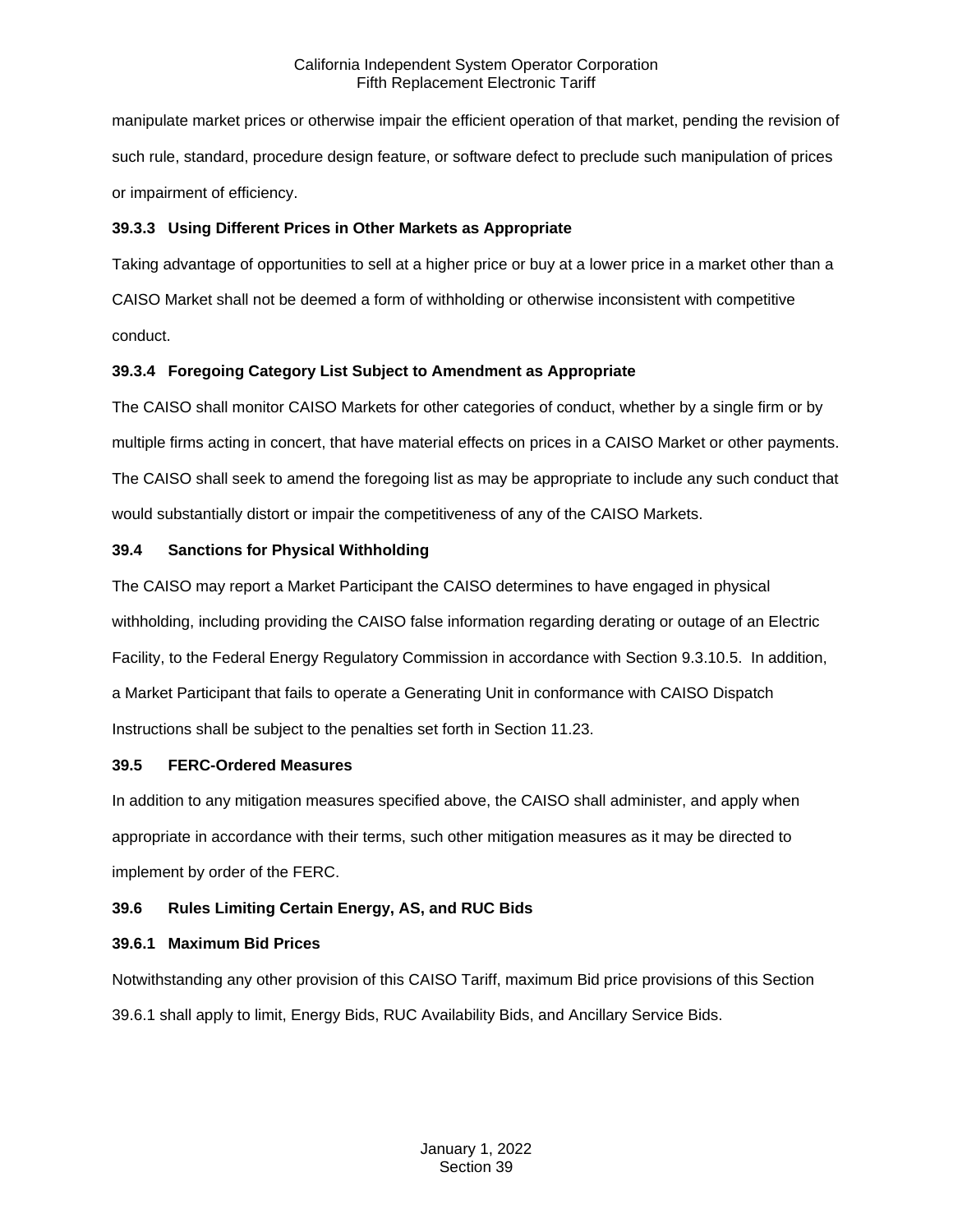manipulate market prices or otherwise impair the efficient operation of that market, pending the revision of such rule, standard, procedure design feature, or software defect to preclude such manipulation of prices or impairment of efficiency.

**39.3.3 Using Different Prices in Other Markets as Appropriate**

Taking advantage of opportunities to sell at a higher price or buy at a lower price in a market other than a CAISO Market shall not be deemed a form of withholding or otherwise inconsistent with competitive conduct.

**39.3.4 Foregoing Category List Subject to Amendment as Appropriate**

The CAISO shall monitor CAISO Markets for other categories of conduct, whether by a single firm or by multiple firms acting in concert, that have material effects on prices in a CAISO Market or other payments. The CAISO shall seek to amend the foregoing list as may be appropriate to include any such conduct that would substantially distort or impair the competitiveness of any of the CAISO Markets.

**39.4 Sanctions for Physical Withholding**

The CAISO may report a Market Participant the CAISO determines to have engaged in physical withholding, including providing the CAISO false information regarding derating or outage of an Electric Facility, to the Federal Energy Regulatory Commission in accordance with Section 9.3.10.5. In addition, a Market Participant that fails to operate a Generating Unit in conformance with CAISO Dispatch Instructions shall be subject to the penalties set forth in Section 11.23.

**39.5 FERC-Ordered Measures**

In addition to any mitigation measures specified above, the CAISO shall administer, and apply when appropriate in accordance with their terms, such other mitigation measures as it may be directed to implement by order of the FERC.

**39.6 Rules Limiting Certain Energy, AS, and RUC Bids**

**39.6.1 Maximum Bid Prices**

Notwithstanding any other provision of this CAISO Tariff, maximum Bid price provisions of this Section 39.6.1 shall apply to limit, Energy Bids, RUC Availability Bids, and Ancillary Service Bids.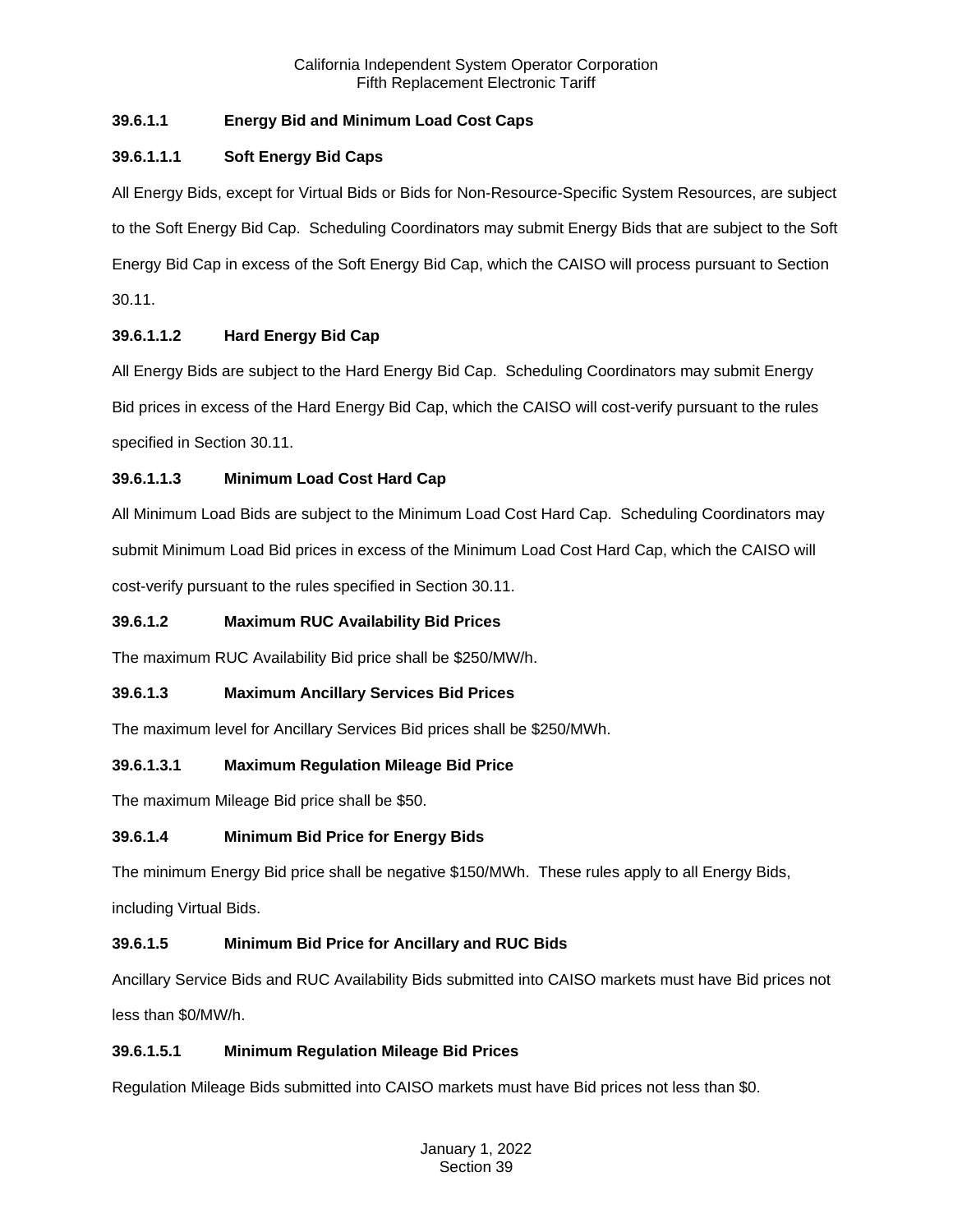**39.6.1.1 Energy Bid and Minimum Load Cost Caps**

**39.6.1.1.1 Soft Energy Bid Caps**

All Energy Bids, except for Virtual Bids or Bids for Non-Resource-Specific System Resources, are subject to the Soft Energy Bid Cap. Scheduling Coordinators may submit Energy Bids that are subject to the Soft Energy Bid Cap in excess of the Soft Energy Bid Cap, which the CAISO will process pursuant to Section 30.11.

**39.6.1.1.2 Hard Energy Bid Cap**

All Energy Bids are subject to the Hard Energy Bid Cap. Scheduling Coordinators may submit Energy Bid prices in excess of the Hard Energy Bid Cap, which the CAISO will cost-verify pursuant to the rules specified in Section 30.11.

**39.6.1.1.3 Minimum Load Cost Hard Cap**

All Minimum Load Bids are subject to the Minimum Load Cost Hard Cap. Scheduling Coordinators may submit Minimum Load Bid prices in excess of the Minimum Load Cost Hard Cap, which the CAISO will cost-verify pursuant to the rules specified in Section 30.11.

**39.6.1.2 Maximum RUC Availability Bid Prices**

The maximum RUC Availability Bid price shall be $250/MW/h.

**39.6.1.3 Maximum Ancillary Services Bid Prices**

The maximum level for Ancillary Services Bid prices shall be $250/MWh.

**39.6.1.3.1 Maximum Regulation Mileage Bid Price**

The maximum Mileage Bid price shall be $50.

**39.6.1.4 Minimum Bid Price for Energy Bids**

The minimum Energy Bid price shall be negative $150/MWh. These rules apply to all Energy Bids, including Virtual Bids.

**39.6.1.5 Minimum Bid Price for Ancillary and RUC Bids**

Ancillary Service Bids and RUC Availability Bids submitted into CAISO markets must have Bid prices not less than $0/MW/h.

**39.6.1.5.1 Minimum Regulation Mileage Bid Prices**

Regulation Mileage Bids submitted into CAISO markets must have Bid prices not less than $0.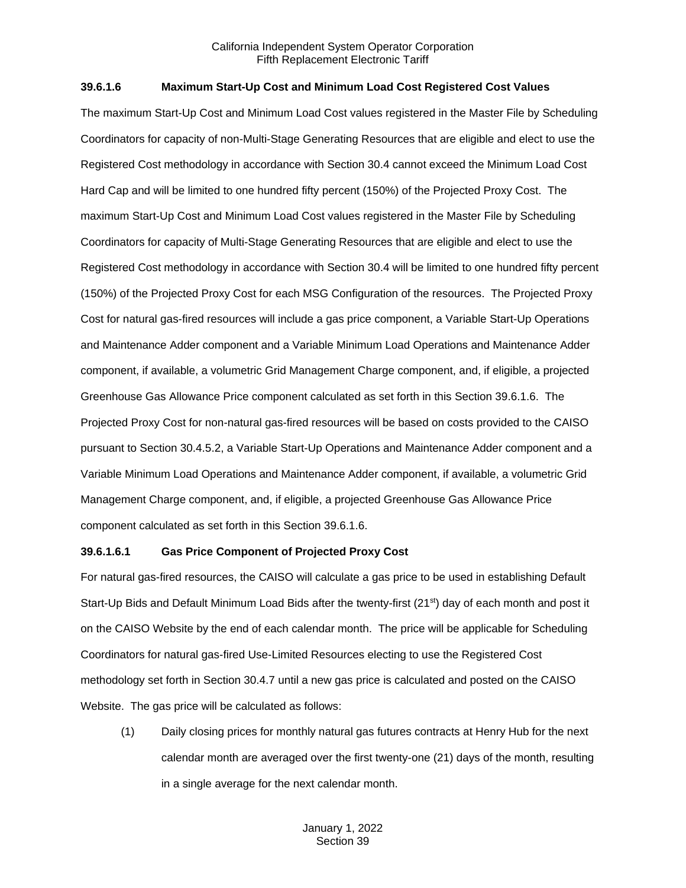**39.6.1.6 Maximum Start-Up Cost and Minimum Load Cost Registered Cost Values**

The maximum Start-Up Cost and Minimum Load Cost values registered in the Master File by Scheduling Coordinators for capacity of non-Multi-Stage Generating Resources that are eligible and elect to use the Registered Cost methodology in accordance with Section 30.4 cannot exceed the Minimum Load Cost Hard Cap and will be limited to one hundred fifty percent (150%) of the Projected Proxy Cost. The maximum Start-Up Cost and Minimum Load Cost values registered in the Master File by Scheduling Coordinators for capacity of Multi-Stage Generating Resources that are eligible and elect to use the Registered Cost methodology in accordance with Section 30.4 will be limited to one hundred fifty percent (150%) of the Projected Proxy Cost for each MSG Configuration of the resources. The Projected Proxy Cost for natural gas-fired resources will include a gas price component, a Variable Start-Up Operations and Maintenance Adder component and a Variable Minimum Load Operations and Maintenance Adder component, if available, a volumetric Grid Management Charge component, and, if eligible, a projected Greenhouse Gas Allowance Price component calculated as set forth in this Section 39.6.1.6. The Projected Proxy Cost for non-natural gas-fired resources will be based on costs provided to the CAISO pursuant to Section 30.4.5.2, a Variable Start-Up Operations and Maintenance Adder component and a Variable Minimum Load Operations and Maintenance Adder component, if available, a volumetric Grid Management Charge component, and, if eligible, a projected Greenhouse Gas Allowance Price component calculated as set forth in this Section 39.6.1.6.

**39.6.1.6.1 Gas Price Component of Projected Proxy Cost**

For natural gas-fired resources, the CAISO will calculate a gas price to be used in establishing Default Start-Up Bids and Default Minimum Load Bids after the twenty-first (21st) day of each month and post it on the CAISO Website by the end of each calendar month. The price will be applicable for Scheduling Coordinators for natural gas-fired Use-Limited Resources electing to use the Registered Cost methodology set forth in Section 30.4.7 until a new gas price is calculated and posted on the CAISO Website. The gas price will be calculated as follows:

(1) Daily closing prices for monthly natural gas futures contracts at Henry Hub for the next calendar month are averaged over the first twenty-one (21) days of the month, resulting in a single average for the next calendar month.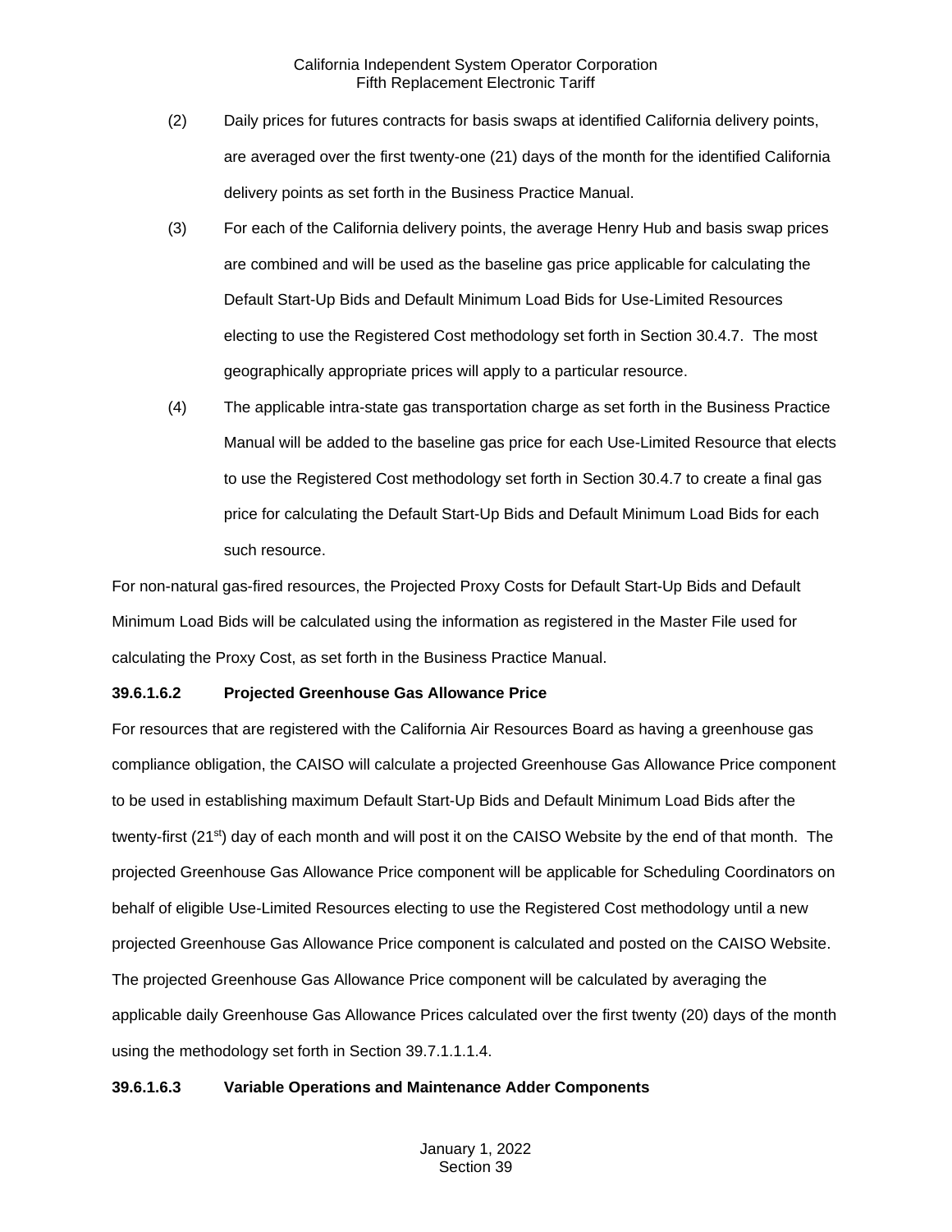(2) Daily prices for futures contracts for basis swaps at identified California delivery points, are averaged over the first twenty-one (21) days of the month for the identified California delivery points as set forth in the Business Practice Manual.

(3) For each of the California delivery points, the average Henry Hub and basis swap prices are combined and will be used as the baseline gas price applicable for calculating the Default Start-Up Bids and Default Minimum Load Bids for Use-Limited Resources electing to use the Registered Cost methodology set forth in Section 30.4.7. The most geographically appropriate prices will apply to a particular resource.

(4) The applicable intra-state gas transportation charge as set forth in the Business Practice Manual will be added to the baseline gas price for each Use-Limited Resource that elects to use the Registered Cost methodology set forth in Section 30.4.7 to create a final gas price for calculating the Default Start-Up Bids and Default Minimum Load Bids for each such resource.

For non-natural gas-fired resources, the Projected Proxy Costs for Default Start-Up Bids and Default Minimum Load Bids will be calculated using the information as registered in the Master File used for calculating the Proxy Cost, as set forth in the Business Practice Manual.

**39.6.1.6.2 Projected Greenhouse Gas Allowance Price**

For resources that are registered with the California Air Resources Board as having a greenhouse gas compliance obligation, the CAISO will calculate a projected Greenhouse Gas Allowance Price component to be used in establishing maximum Default Start-Up Bids and Default Minimum Load Bids after the twenty-first (21st) day of each month and will post it on the CAISO Website by the end of that month. The projected Greenhouse Gas Allowance Price component will be applicable for Scheduling Coordinators on behalf of eligible Use-Limited Resources electing to use the Registered Cost methodology until a new projected Greenhouse Gas Allowance Price component is calculated and posted on the CAISO Website. The projected Greenhouse Gas Allowance Price component will be calculated by averaging the applicable daily Greenhouse Gas Allowance Prices calculated over the first twenty (20) days of the month using the methodology set forth in Section 39.7.1.1.1.4.

**39.6.1.6.3 Variable Operations and Maintenance Adder Components**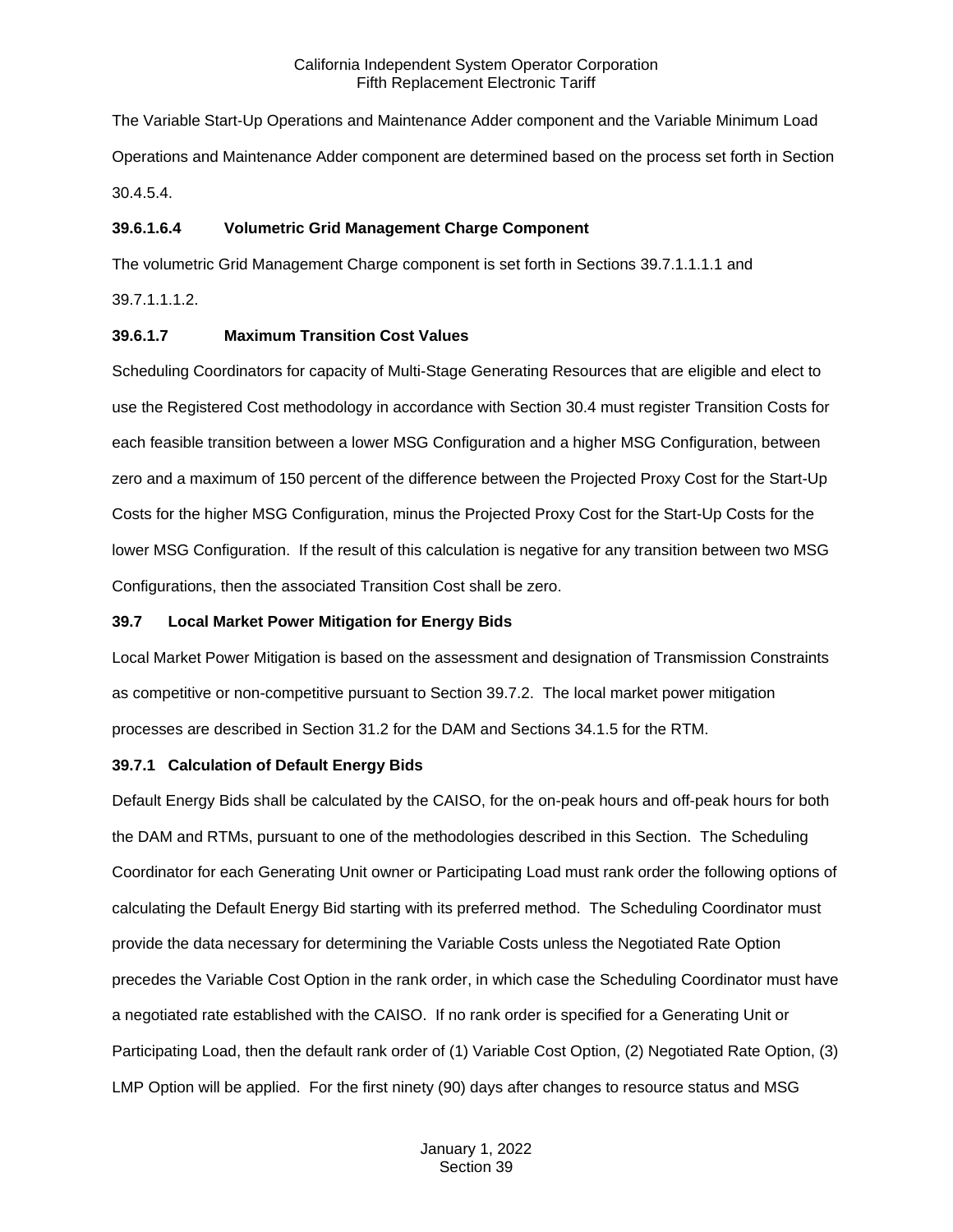The Variable Start-Up Operations and Maintenance Adder component and the Variable Minimum Load Operations and Maintenance Adder component are determined based on the process set forth in Section 30.4.5.4.

**39.6.1.6.4 Volumetric Grid Management Charge Component**

The volumetric Grid Management Charge component is set forth in Sections 39.7.1.1.1.1 and 39.7.1.1.1.2.

**39.6.1.7 Maximum Transition Cost Values**

Scheduling Coordinators for capacity of Multi-Stage Generating Resources that are eligible and elect to use the Registered Cost methodology in accordance with Section 30.4 must register Transition Costs for each feasible transition between a lower MSG Configuration and a higher MSG Configuration, between zero and a maximum of 150 percent of the difference between the Projected Proxy Cost for the Start-Up Costs for the higher MSG Configuration, minus the Projected Proxy Cost for the Start-Up Costs for the lower MSG Configuration. If the result of this calculation is negative for any transition between two MSG Configurations, then the associated Transition Cost shall be zero.

**39.7 Local Market Power Mitigation for Energy Bids**

Local Market Power Mitigation is based on the assessment and designation of Transmission Constraints as competitive or non-competitive pursuant to Section 39.7.2. The local market power mitigation processes are described in Section 31.2 for the DAM and Sections 34.1.5 for the RTM.

**39.7.1 Calculation of Default Energy Bids**

Default Energy Bids shall be calculated by the CAISO, for the on-peak hours and off-peak hours for both the DAM and RTMs, pursuant to one of the methodologies described in this Section. The Scheduling Coordinator for each Generating Unit owner or Participating Load must rank order the following options of calculating the Default Energy Bid starting with its preferred method. The Scheduling Coordinator must provide the data necessary for determining the Variable Costs unless the Negotiated Rate Option precedes the Variable Cost Option in the rank order, in which case the Scheduling Coordinator must have a negotiated rate established with the CAISO. If no rank order is specified for a Generating Unit or Participating Load, then the default rank order of (1) Variable Cost Option, (2) Negotiated Rate Option, (3) LMP Option will be applied. For the first ninety (90) days after changes to resource status and MSG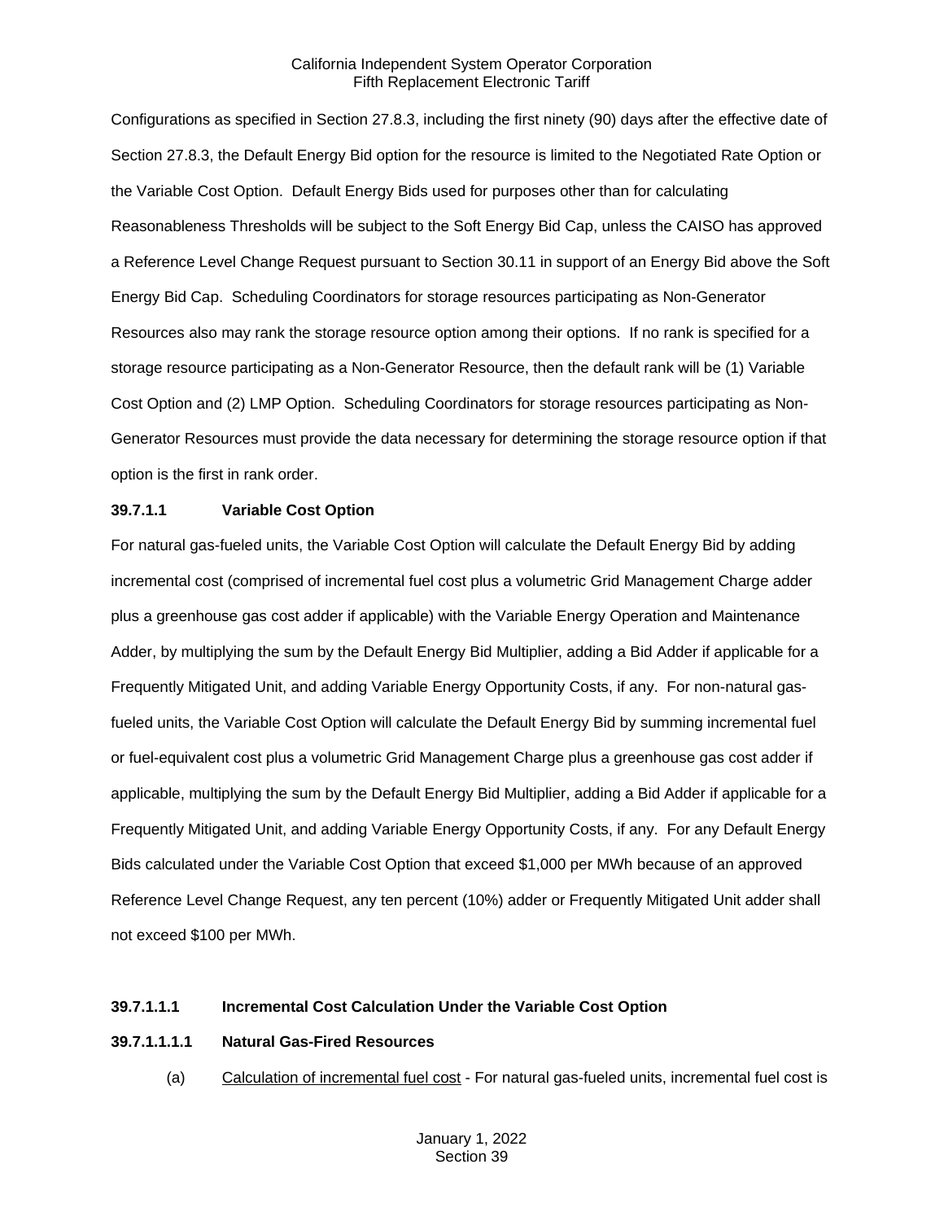Configurations as specified in Section 27.8.3, including the first ninety (90) days after the effective date of Section 27.8.3, the Default Energy Bid option for the resource is limited to the Negotiated Rate Option or the Variable Cost Option. Default Energy Bids used for purposes other than for calculating Reasonableness Thresholds will be subject to the Soft Energy Bid Cap, unless the CAISO has approved a Reference Level Change Request pursuant to Section 30.11 in support of an Energy Bid above the Soft Energy Bid Cap. Scheduling Coordinators for storage resources participating as Non-Generator Resources also may rank the storage resource option among their options. If no rank is specified for a storage resource participating as a Non-Generator Resource, then the default rank will be (1) Variable Cost Option and (2) LMP Option. Scheduling Coordinators for storage resources participating as Non-Generator Resources must provide the data necessary for determining the storage resource option if that option is the first in rank order.

**39.7.1.1 Variable Cost Option**

For natural gas-fueled units, the Variable Cost Option will calculate the Default Energy Bid by adding incremental cost (comprised of incremental fuel cost plus a volumetric Grid Management Charge adder plus a greenhouse gas cost adder if applicable) with the Variable Energy Operation and Maintenance Adder, by multiplying the sum by the Default Energy Bid Multiplier, adding a Bid Adder if applicable for a Frequently Mitigated Unit, and adding Variable Energy Opportunity Costs, if any. For non-natural gas-fueled units, the Variable Cost Option will calculate the Default Energy Bid by summing incremental fuel or fuel-equivalent cost plus a volumetric Grid Management Charge plus a greenhouse gas cost adder if applicable, multiplying the sum by the Default Energy Bid Multiplier, adding a Bid Adder if applicable for a Frequently Mitigated Unit, and adding Variable Energy Opportunity Costs, if any. For any Default Energy Bids calculated under the Variable Cost Option that exceed $1,000 per MWh because of an approved Reference Level Change Request, any ten percent (10%) adder or Frequently Mitigated Unit adder shall not exceed $100 per MWh.

**39.7.1.1.1 Incremental Cost Calculation Under the Variable Cost Option**

**39.7.1.1.1.1 Natural Gas-Fired Resources**

(a) Calculation of incremental fuel cost - For natural gas-fueled units, incremental fuel cost is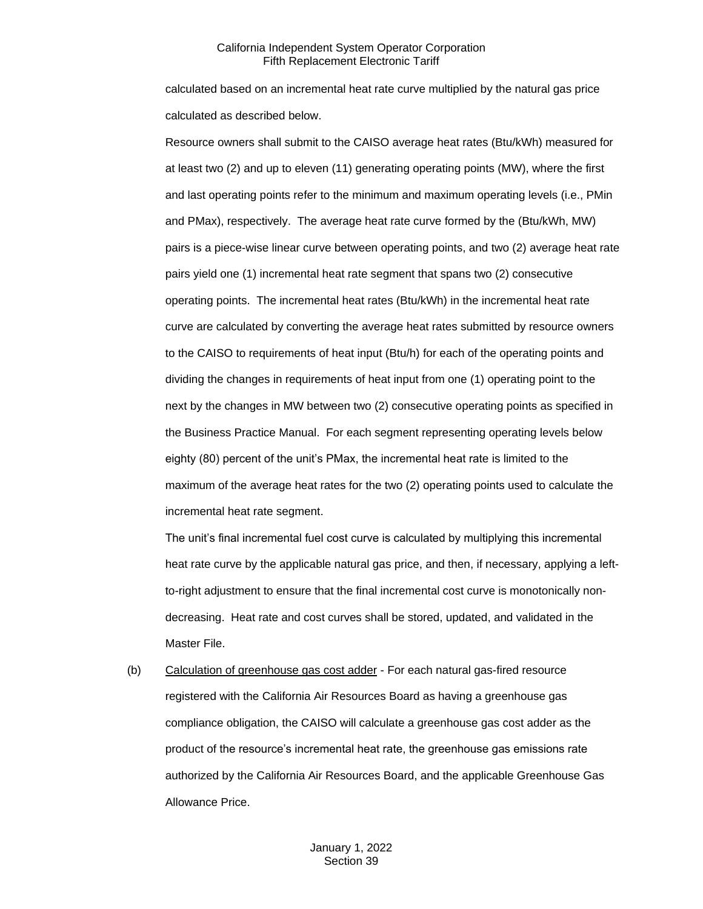calculated based on an incremental heat rate curve multiplied by the natural gas price calculated as described below.

Resource owners shall submit to the CAISO average heat rates (Btu/kWh) measured for at least two (2) and up to eleven (11) generating operating points (MW), where the first and last operating points refer to the minimum and maximum operating levels (i.e., PMin and PMax), respectively. The average heat rate curve formed by the (Btu/kWh, MW) pairs is a piece-wise linear curve between operating points, and two (2) average heat rate pairs yield one (1) incremental heat rate segment that spans two (2) consecutive operating points. The incremental heat rates (Btu/kWh) in the incremental heat rate curve are calculated by converting the average heat rates submitted by resource owners to the CAISO to requirements of heat input (Btu/h) for each of the operating points and dividing the changes in requirements of heat input from one (1) operating point to the next by the changes in MW between two (2) consecutive operating points as specified in the Business Practice Manual. For each segment representing operating levels below eighty (80) percent of the unit's PMax, the incremental heat rate is limited to the maximum of the average heat rates for the two (2) operating points used to calculate the incremental heat rate segment.

The unit's final incremental fuel cost curve is calculated by multiplying this incremental heat rate curve by the applicable natural gas price, and then, if necessary, applying a left-to-right adjustment to ensure that the final incremental cost curve is monotonically non-decreasing. Heat rate and cost curves shall be stored, updated, and validated in the Master File.

(b) Calculation of greenhouse gas cost adder - For each natural gas-fired resource registered with the California Air Resources Board as having a greenhouse gas compliance obligation, the CAISO will calculate a greenhouse gas cost adder as the product of the resource's incremental heat rate, the greenhouse gas emissions rate authorized by the California Air Resources Board, and the applicable Greenhouse Gas Allowance Price.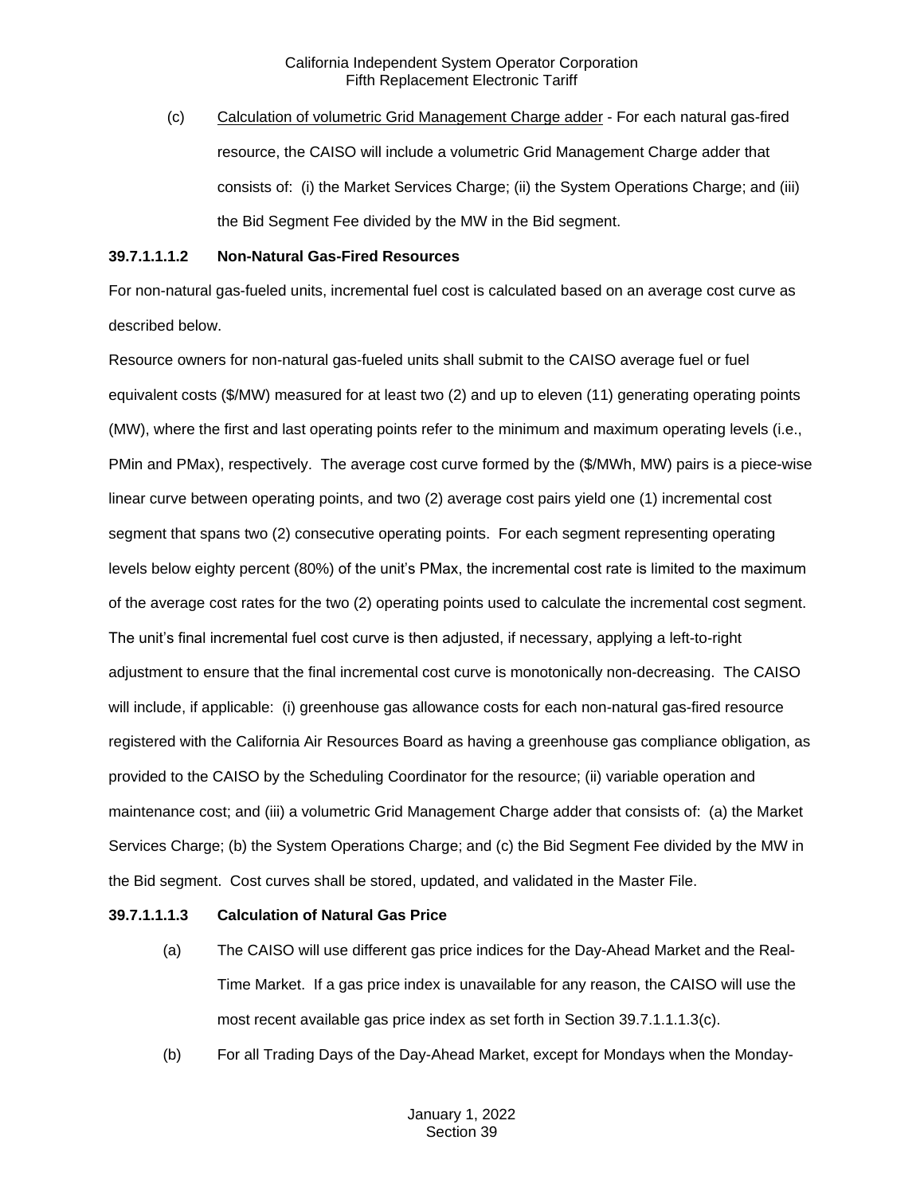(c) Calculation of volumetric Grid Management Charge adder - For each natural gas-fired resource, the CAISO will include a volumetric Grid Management Charge adder that consists of: (i) the Market Services Charge; (ii) the System Operations Charge; and (iii) the Bid Segment Fee divided by the MW in the Bid segment.

**39.7.1.1.1.2 Non-Natural Gas-Fired Resources**

For non-natural gas-fueled units, incremental fuel cost is calculated based on an average cost curve as described below.

Resource owners for non-natural gas-fueled units shall submit to the CAISO average fuel or fuel equivalent costs ($/MW) measured for at least two (2) and up to eleven (11) generating operating points (MW), where the first and last operating points refer to the minimum and maximum operating levels (i.e., PMin and PMax), respectively. The average cost curve formed by the ($/MWh, MW) pairs is a piece-wise linear curve between operating points, and two (2) average cost pairs yield one (1) incremental cost segment that spans two (2) consecutive operating points. For each segment representing operating levels below eighty percent (80%) of the unit's PMax, the incremental cost rate is limited to the maximum of the average cost rates for the two (2) operating points used to calculate the incremental cost segment. The unit's final incremental fuel cost curve is then adjusted, if necessary, applying a left-to-right adjustment to ensure that the final incremental cost curve is monotonically non-decreasing. The CAISO will include, if applicable: (i) greenhouse gas allowance costs for each non-natural gas-fired resource registered with the California Air Resources Board as having a greenhouse gas compliance obligation, as provided to the CAISO by the Scheduling Coordinator for the resource; (ii) variable operation and maintenance cost; and (iii) a volumetric Grid Management Charge adder that consists of: (a) the Market Services Charge; (b) the System Operations Charge; and (c) the Bid Segment Fee divided by the MW in the Bid segment. Cost curves shall be stored, updated, and validated in the Master File.

**39.7.1.1.1.3 Calculation of Natural Gas Price**

(a) The CAISO will use different gas price indices for the Day-Ahead Market and the Real-Time Market. If a gas price index is unavailable for any reason, the CAISO will use the most recent available gas price index as set forth in Section 39.7.1.1.1.3(c).

(b) For all Trading Days of the Day-Ahead Market, except for Mondays when the Monday-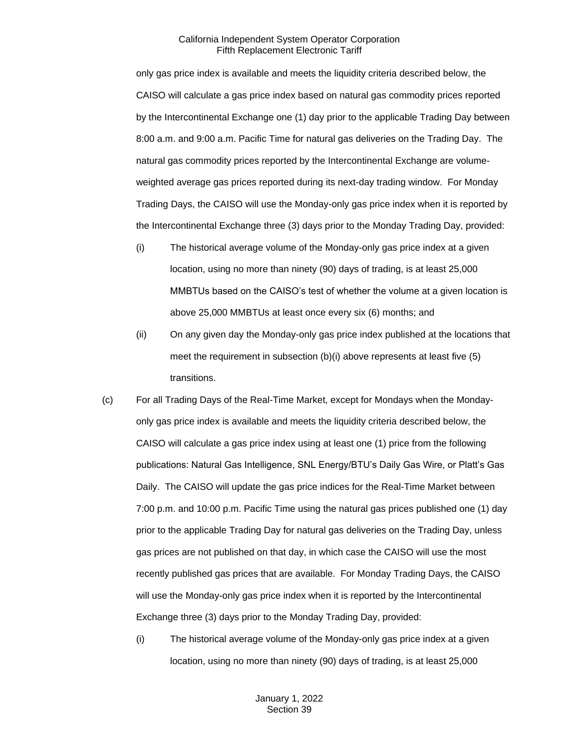only gas price index is available and meets the liquidity criteria described below, the CAISO will calculate a gas price index based on natural gas commodity prices reported by the Intercontinental Exchange one (1) day prior to the applicable Trading Day between 8:00 a.m. and 9:00 a.m. Pacific Time for natural gas deliveries on the Trading Day. The natural gas commodity prices reported by the Intercontinental Exchange are volume-weighted average gas prices reported during its next-day trading window. For Monday Trading Days, the CAISO will use the Monday-only gas price index when it is reported by the Intercontinental Exchange three (3) days prior to the Monday Trading Day, provided:

(i) The historical average volume of the Monday-only gas price index at a given location, using no more than ninety (90) days of trading, is at least 25,000 MMBTUs based on the CAISO's test of whether the volume at a given location is above 25,000 MMBTUs at least once every six (6) months; and

(ii) On any given day the Monday-only gas price index published at the locations that meet the requirement in subsection (b)(i) above represents at least five (5) transitions.

(c) For all Trading Days of the Real-Time Market, except for Mondays when the Monday-only gas price index is available and meets the liquidity criteria described below, the CAISO will calculate a gas price index using at least one (1) price from the following publications: Natural Gas Intelligence, SNL Energy/BTU's Daily Gas Wire, or Platt's Gas Daily. The CAISO will update the gas price indices for the Real-Time Market between 7:00 p.m. and 10:00 p.m. Pacific Time using the natural gas prices published one (1) day prior to the applicable Trading Day for natural gas deliveries on the Trading Day, unless gas prices are not published on that day, in which case the CAISO will use the most recently published gas prices that are available. For Monday Trading Days, the CAISO will use the Monday-only gas price index when it is reported by the Intercontinental Exchange three (3) days prior to the Monday Trading Day, provided:

(i) The historical average volume of the Monday-only gas price index at a given location, using no more than ninety (90) days of trading, is at least 25,000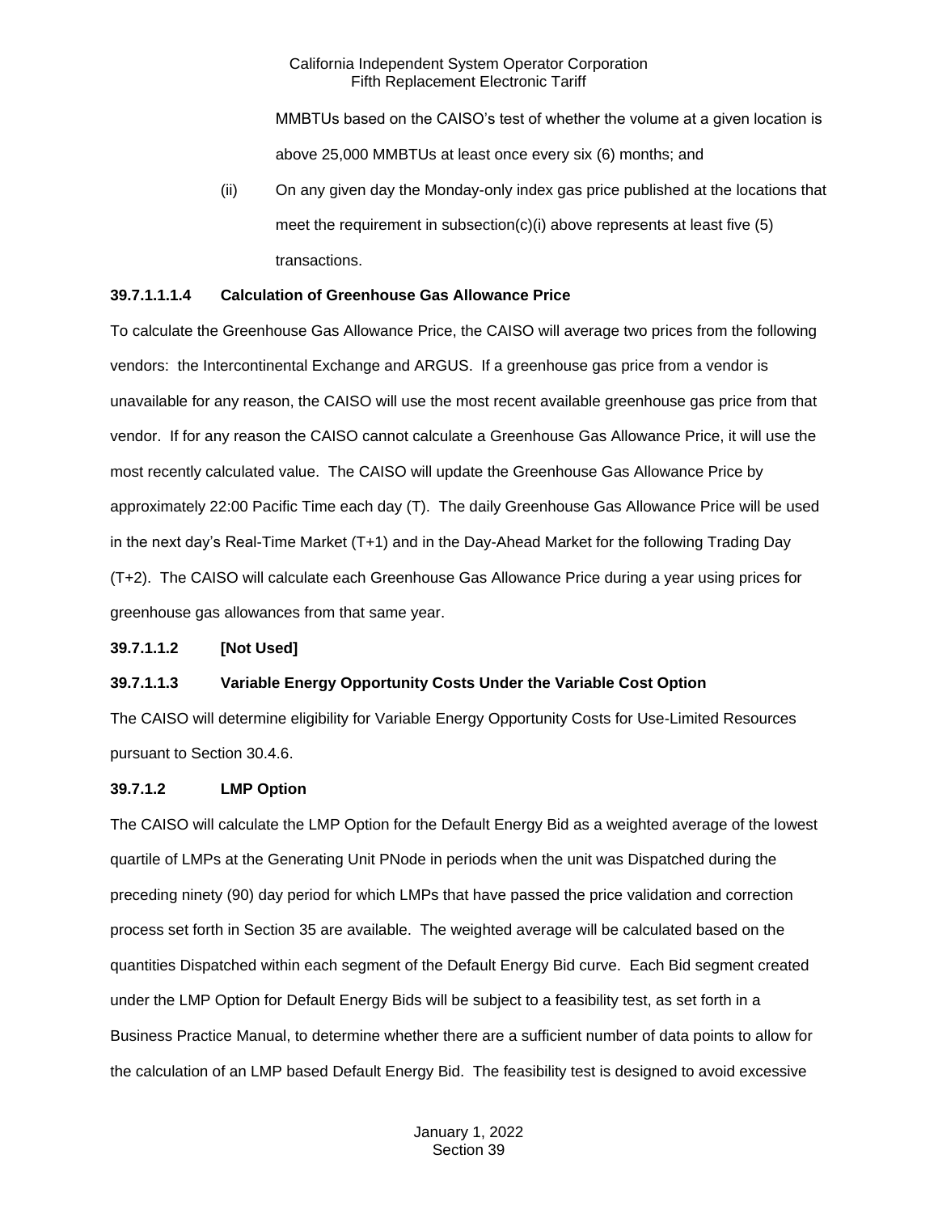MMBTUs based on the CAISO's test of whether the volume at a given location is above 25,000 MMBTUs at least once every six (6) months; and

(ii) On any given day the Monday-only index gas price published at the locations that meet the requirement in subsection(c)(i) above represents at least five (5) transactions.

**39.7.1.1.1.4 Calculation of Greenhouse Gas Allowance Price**

To calculate the Greenhouse Gas Allowance Price, the CAISO will average two prices from the following vendors: the Intercontinental Exchange and ARGUS. If a greenhouse gas price from a vendor is unavailable for any reason, the CAISO will use the most recent available greenhouse gas price from that vendor. If for any reason the CAISO cannot calculate a Greenhouse Gas Allowance Price, it will use the most recently calculated value. The CAISO will update the Greenhouse Gas Allowance Price by approximately 22:00 Pacific Time each day (T). The daily Greenhouse Gas Allowance Price will be used in the next day's Real-Time Market (T+1) and in the Day-Ahead Market for the following Trading Day (T+2). The CAISO will calculate each Greenhouse Gas Allowance Price during a year using prices for greenhouse gas allowances from that same year.

**39.7.1.1.2 [Not Used]**

**39.7.1.1.3 Variable Energy Opportunity Costs Under the Variable Cost Option**

The CAISO will determine eligibility for Variable Energy Opportunity Costs for Use-Limited Resources pursuant to Section 30.4.6.

**39.7.1.2 LMP Option**

The CAISO will calculate the LMP Option for the Default Energy Bid as a weighted average of the lowest quartile of LMPs at the Generating Unit PNode in periods when the unit was Dispatched during the preceding ninety (90) day period for which LMPs that have passed the price validation and correction process set forth in Section 35 are available. The weighted average will be calculated based on the quantities Dispatched within each segment of the Default Energy Bid curve. Each Bid segment created under the LMP Option for Default Energy Bids will be subject to a feasibility test, as set forth in a Business Practice Manual, to determine whether there are a sufficient number of data points to allow for the calculation of an LMP based Default Energy Bid. The feasibility test is designed to avoid excessive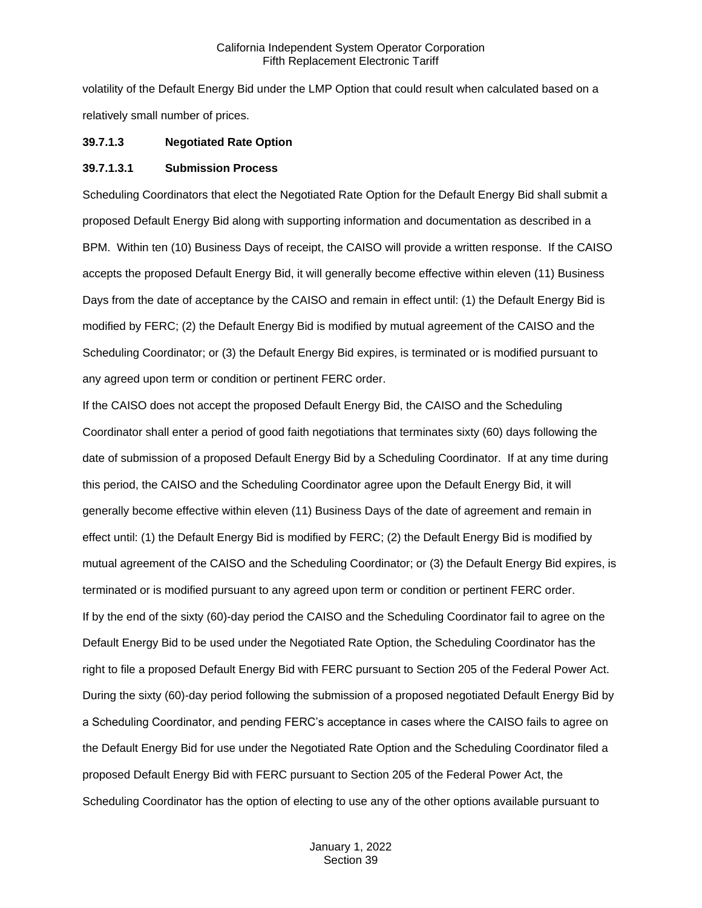volatility of the Default Energy Bid under the LMP Option that could result when calculated based on a relatively small number of prices.

### 39.7.1.3 Negotiated Rate Option

#### 39.7.1.3.1 Submission Process

Scheduling Coordinators that elect the Negotiated Rate Option for the Default Energy Bid shall submit a proposed Default Energy Bid along with supporting information and documentation as described in a BPM. Within ten (10) Business Days of receipt, the CAISO will provide a written response. If the CAISO accepts the proposed Default Energy Bid, it will generally become effective within eleven (11) Business Days from the date of acceptance by the CAISO and remain in effect until: (1) the Default Energy Bid is modified by FERC; (2) the Default Energy Bid is modified by mutual agreement of the CAISO and the Scheduling Coordinator; or (3) the Default Energy Bid expires, is terminated or is modified pursuant to any agreed upon term or condition or pertinent FERC order.

If the CAISO does not accept the proposed Default Energy Bid, the CAISO and the Scheduling Coordinator shall enter a period of good faith negotiations that terminates sixty (60) days following the date of submission of a proposed Default Energy Bid by a Scheduling Coordinator. If at any time during this period, the CAISO and the Scheduling Coordinator agree upon the Default Energy Bid, it will generally become effective within eleven (11) Business Days of the date of agreement and remain in effect until: (1) the Default Energy Bid is modified by FERC; (2) the Default Energy Bid is modified by mutual agreement of the CAISO and the Scheduling Coordinator; or (3) the Default Energy Bid expires, is terminated or is modified pursuant to any agreed upon term or condition or pertinent FERC order.

If by the end of the sixty (60)-day period the CAISO and the Scheduling Coordinator fail to agree on the Default Energy Bid to be used under the Negotiated Rate Option, the Scheduling Coordinator has the right to file a proposed Default Energy Bid with FERC pursuant to Section 205 of the Federal Power Act. During the sixty (60)-day period following the submission of a proposed negotiated Default Energy Bid by a Scheduling Coordinator, and pending FERC's acceptance in cases where the CAISO fails to agree on the Default Energy Bid for use under the Negotiated Rate Option and the Scheduling Coordinator filed a proposed Default Energy Bid with FERC pursuant to Section 205 of the Federal Power Act, the Scheduling Coordinator has the option of electing to use any of the other options available pursuant to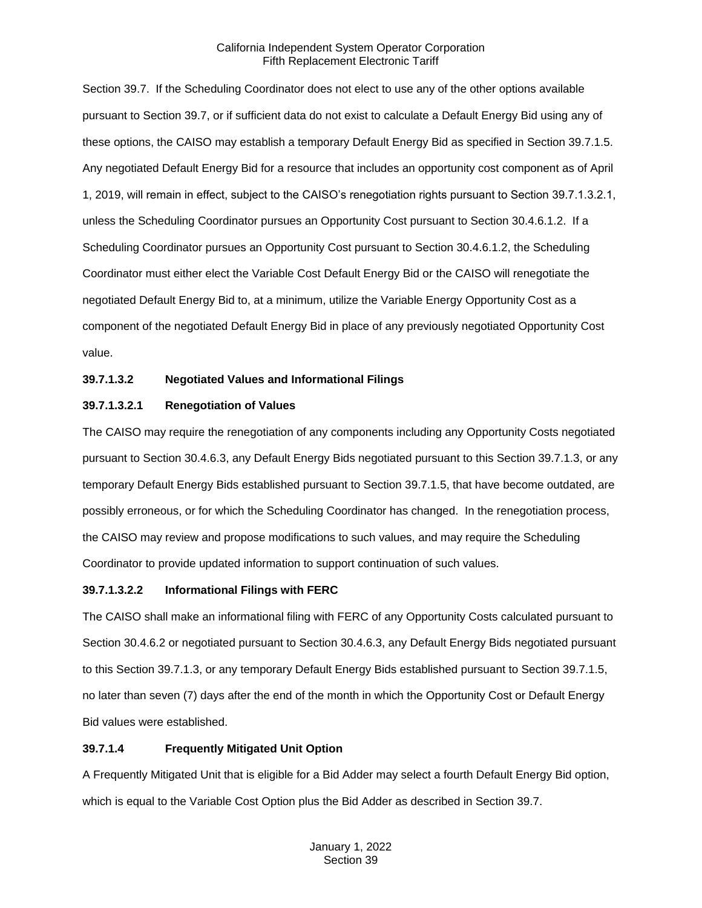Section 39.7. If the Scheduling Coordinator does not elect to use any of the other options available pursuant to Section 39.7, or if sufficient data do not exist to calculate a Default Energy Bid using any of these options, the CAISO may establish a temporary Default Energy Bid as specified in Section 39.7.1.5. Any negotiated Default Energy Bid for a resource that includes an opportunity cost component as of April 1, 2019, will remain in effect, subject to the CAISO's renegotiation rights pursuant to Section 39.7.1.3.2.1, unless the Scheduling Coordinator pursues an Opportunity Cost pursuant to Section 30.4.6.1.2. If a Scheduling Coordinator pursues an Opportunity Cost pursuant to Section 30.4.6.1.2, the Scheduling Coordinator must either elect the Variable Cost Default Energy Bid or the CAISO will renegotiate the negotiated Default Energy Bid to, at a minimum, utilize the Variable Energy Opportunity Cost as a component of the negotiated Default Energy Bid in place of any previously negotiated Opportunity Cost value.

**39.7.1.3.2 Negotiated Values and Informational Filings**

**39.7.1.3.2.1 Renegotiation of Values**

The CAISO may require the renegotiation of any components including any Opportunity Costs negotiated pursuant to Section 30.4.6.3, any Default Energy Bids negotiated pursuant to this Section 39.7.1.3, or any temporary Default Energy Bids established pursuant to Section 39.7.1.5, that have become outdated, are possibly erroneous, or for which the Scheduling Coordinator has changed. In the renegotiation process, the CAISO may review and propose modifications to such values, and may require the Scheduling Coordinator to provide updated information to support continuation of such values.

**39.7.1.3.2.2 Informational Filings with FERC**

The CAISO shall make an informational filing with FERC of any Opportunity Costs calculated pursuant to Section 30.4.6.2 or negotiated pursuant to Section 30.4.6.3, any Default Energy Bids negotiated pursuant to this Section 39.7.1.3, or any temporary Default Energy Bids established pursuant to Section 39.7.1.5, no later than seven (7) days after the end of the month in which the Opportunity Cost or Default Energy Bid values were established.

**39.7.1.4 Frequently Mitigated Unit Option**

A Frequently Mitigated Unit that is eligible for a Bid Adder may select a fourth Default Energy Bid option, which is equal to the Variable Cost Option plus the Bid Adder as described in Section 39.7.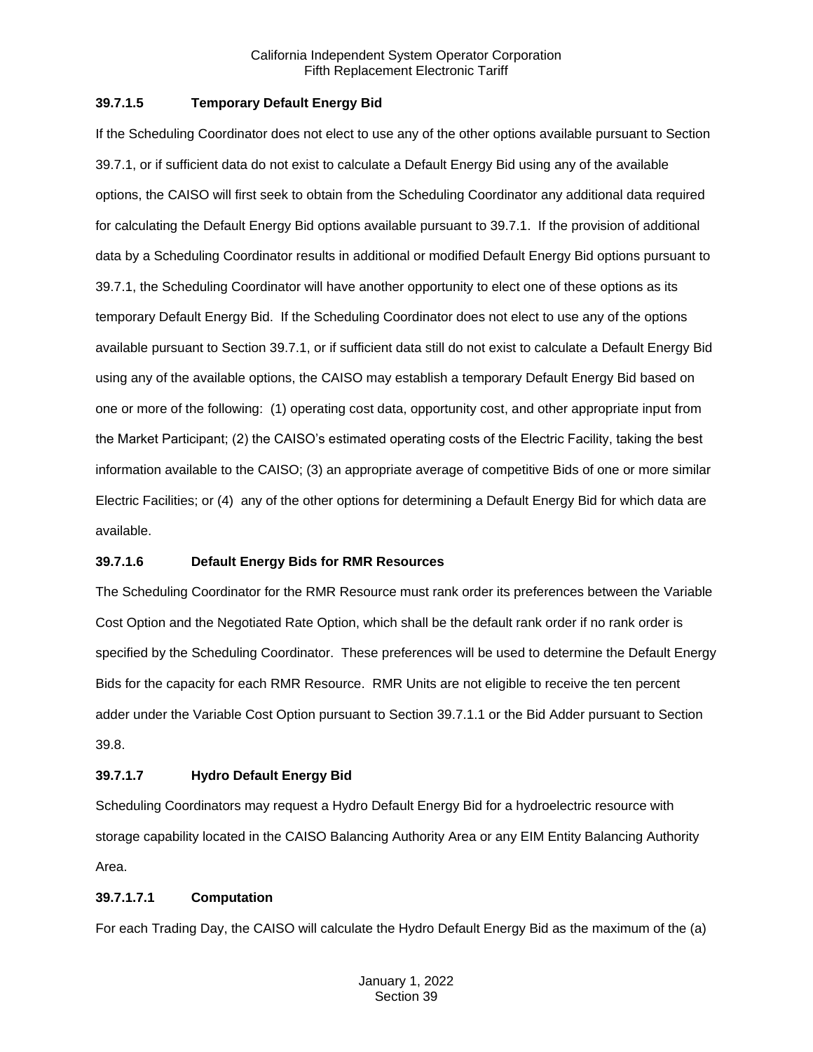#### 39.7.1.5 Temporary Default Energy Bid

If the Scheduling Coordinator does not elect to use any of the other options available pursuant to Section 39.7.1, or if sufficient data do not exist to calculate a Default Energy Bid using any of the available options, the CAISO will first seek to obtain from the Scheduling Coordinator any additional data required for calculating the Default Energy Bid options available pursuant to 39.7.1. If the provision of additional data by a Scheduling Coordinator results in additional or modified Default Energy Bid options pursuant to 39.7.1, the Scheduling Coordinator will have another opportunity to elect one of these options as its temporary Default Energy Bid. If the Scheduling Coordinator does not elect to use any of the options available pursuant to Section 39.7.1, or if sufficient data still do not exist to calculate a Default Energy Bid using any of the available options, the CAISO may establish a temporary Default Energy Bid based on one or more of the following: (1) operating cost data, opportunity cost, and other appropriate input from the Market Participant; (2) the CAISO's estimated operating costs of the Electric Facility, taking the best information available to the CAISO; (3) an appropriate average of competitive Bids of one or more similar Electric Facilities; or (4) any of the other options for determining a Default Energy Bid for which data are available.

#### 39.7.1.6 Default Energy Bids for RMR Resources

The Scheduling Coordinator for the RMR Resource must rank order its preferences between the Variable Cost Option and the Negotiated Rate Option, which shall be the default rank order if no rank order is specified by the Scheduling Coordinator. These preferences will be used to determine the Default Energy Bids for the capacity for each RMR Resource. RMR Units are not eligible to receive the ten percent adder under the Variable Cost Option pursuant to Section 39.7.1.1 or the Bid Adder pursuant to Section 39.8.

#### 39.7.1.7 Hydro Default Energy Bid

Scheduling Coordinators may request a Hydro Default Energy Bid for a hydroelectric resource with storage capability located in the CAISO Balancing Authority Area or any EIM Entity Balancing Authority Area.

##### 39.7.1.7.1 Computation

For each Trading Day, the CAISO will calculate the Hydro Default Energy Bid as the maximum of the (a)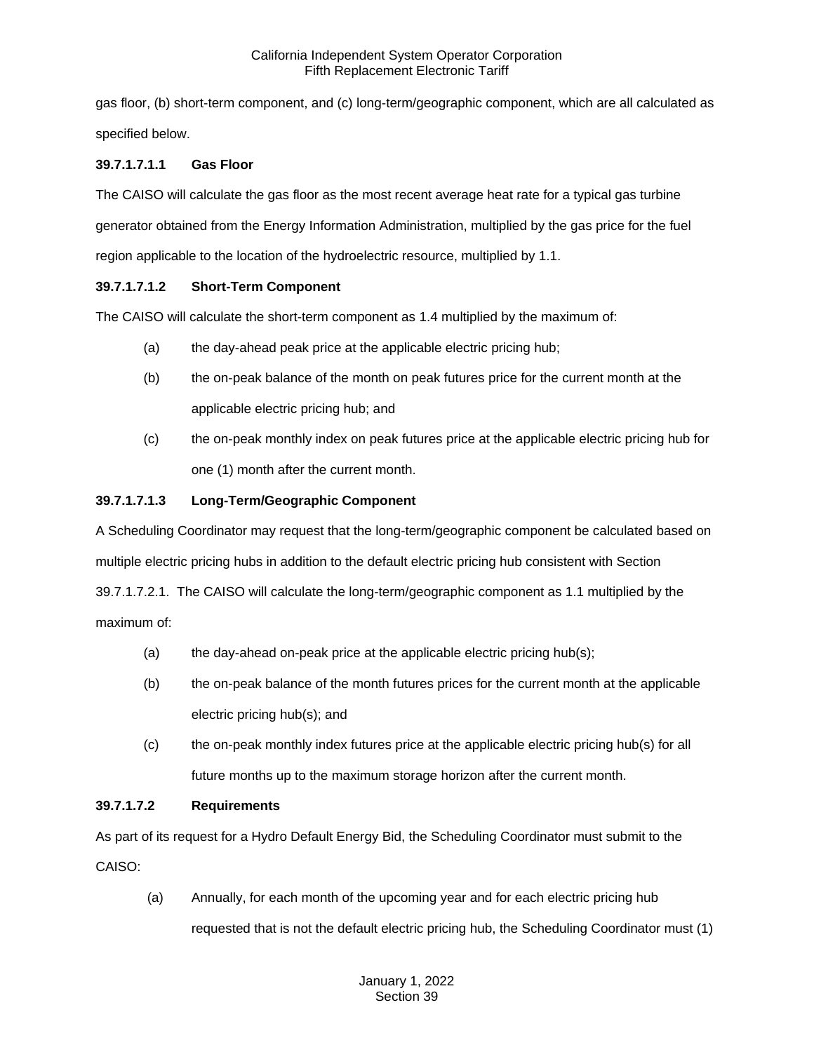gas floor, (b) short-term component, and (c) long-term/geographic component, which are all calculated as specified below.

**39.7.1.7.1.1 Gas Floor**

The CAISO will calculate the gas floor as the most recent average heat rate for a typical gas turbine generator obtained from the Energy Information Administration, multiplied by the gas price for the fuel region applicable to the location of the hydroelectric resource, multiplied by 1.1.

**39.7.1.7.1.2 Short-Term Component**

The CAISO will calculate the short-term component as 1.4 multiplied by the maximum of:

(a) the day-ahead peak price at the applicable electric pricing hub;

(b) the on-peak balance of the month on peak futures price for the current month at the applicable electric pricing hub; and

(c) the on-peak monthly index on peak futures price at the applicable electric pricing hub for one (1) month after the current month.

**39.7.1.7.1.3 Long-Term/Geographic Component**

A Scheduling Coordinator may request that the long-term/geographic component be calculated based on multiple electric pricing hubs in addition to the default electric pricing hub consistent with Section 39.7.1.7.2.1. The CAISO will calculate the long-term/geographic component as 1.1 multiplied by the maximum of:

(a) the day-ahead on-peak price at the applicable electric pricing hub(s);

(b) the on-peak balance of the month futures prices for the current month at the applicable electric pricing hub(s); and

(c) the on-peak monthly index futures price at the applicable electric pricing hub(s) for all future months up to the maximum storage horizon after the current month.

**39.7.1.7.2 Requirements**

As part of its request for a Hydro Default Energy Bid, the Scheduling Coordinator must submit to the CAISO:

(a) Annually, for each month of the upcoming year and for each electric pricing hub requested that is not the default electric pricing hub, the Scheduling Coordinator must (1)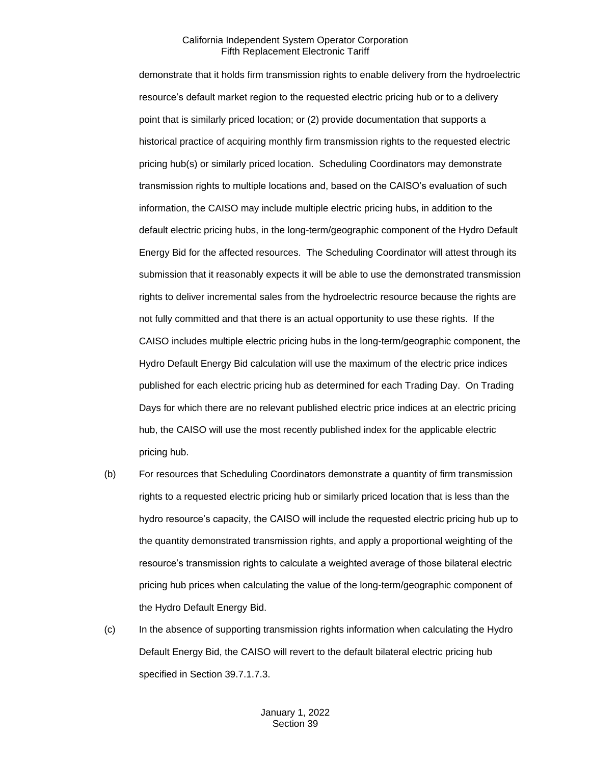demonstrate that it holds firm transmission rights to enable delivery from the hydroelectric resource's default market region to the requested electric pricing hub or to a delivery point that is similarly priced location; or (2) provide documentation that supports a historical practice of acquiring monthly firm transmission rights to the requested electric pricing hub(s) or similarly priced location. Scheduling Coordinators may demonstrate transmission rights to multiple locations and, based on the CAISO's evaluation of such information, the CAISO may include multiple electric pricing hubs, in addition to the default electric pricing hubs, in the long-term/geographic component of the Hydro Default Energy Bid for the affected resources. The Scheduling Coordinator will attest through its submission that it reasonably expects it will be able to use the demonstrated transmission rights to deliver incremental sales from the hydroelectric resource because the rights are not fully committed and that there is an actual opportunity to use these rights. If the CAISO includes multiple electric pricing hubs in the long-term/geographic component, the Hydro Default Energy Bid calculation will use the maximum of the electric price indices published for each electric pricing hub as determined for each Trading Day. On Trading Days for which there are no relevant published electric price indices at an electric pricing hub, the CAISO will use the most recently published index for the applicable electric pricing hub.

(b) For resources that Scheduling Coordinators demonstrate a quantity of firm transmission rights to a requested electric pricing hub or similarly priced location that is less than the hydro resource's capacity, the CAISO will include the requested electric pricing hub up to the quantity demonstrated transmission rights, and apply a proportional weighting of the resource's transmission rights to calculate a weighted average of those bilateral electric pricing hub prices when calculating the value of the long-term/geographic component of the Hydro Default Energy Bid.

(c) In the absence of supporting transmission rights information when calculating the Hydro Default Energy Bid, the CAISO will revert to the default bilateral electric pricing hub specified in Section 39.7.1.7.3.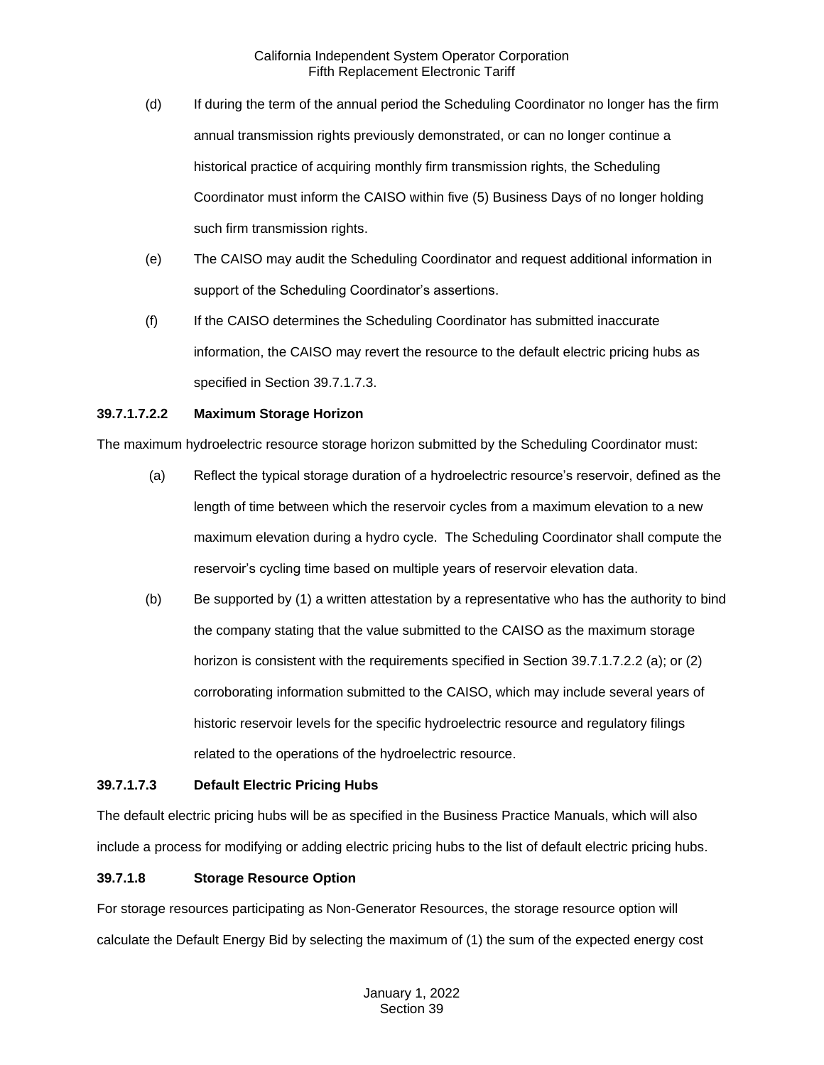(d) If during the term of the annual period the Scheduling Coordinator no longer has the firm annual transmission rights previously demonstrated, or can no longer continue a historical practice of acquiring monthly firm transmission rights, the Scheduling Coordinator must inform the CAISO within five (5) Business Days of no longer holding such firm transmission rights.

(e) The CAISO may audit the Scheduling Coordinator and request additional information in support of the Scheduling Coordinator's assertions.

(f) If the CAISO determines the Scheduling Coordinator has submitted inaccurate information, the CAISO may revert the resource to the default electric pricing hubs as specified in Section 39.7.1.7.3.

**39.7.1.7.2.2 Maximum Storage Horizon**

The maximum hydroelectric resource storage horizon submitted by the Scheduling Coordinator must:

(a) Reflect the typical storage duration of a hydroelectric resource's reservoir, defined as the length of time between which the reservoir cycles from a maximum elevation to a new maximum elevation during a hydro cycle. The Scheduling Coordinator shall compute the reservoir's cycling time based on multiple years of reservoir elevation data.

(b) Be supported by (1) a written attestation by a representative who has the authority to bind the company stating that the value submitted to the CAISO as the maximum storage horizon is consistent with the requirements specified in Section 39.7.1.7.2.2 (a); or (2) corroborating information submitted to the CAISO, which may include several years of historic reservoir levels for the specific hydroelectric resource and regulatory filings related to the operations of the hydroelectric resource.

**39.7.1.7.3 Default Electric Pricing Hubs**

The default electric pricing hubs will be as specified in the Business Practice Manuals, which will also include a process for modifying or adding electric pricing hubs to the list of default electric pricing hubs.

**39.7.1.8 Storage Resource Option**

For storage resources participating as Non-Generator Resources, the storage resource option will calculate the Default Energy Bid by selecting the maximum of (1) the sum of the expected energy cost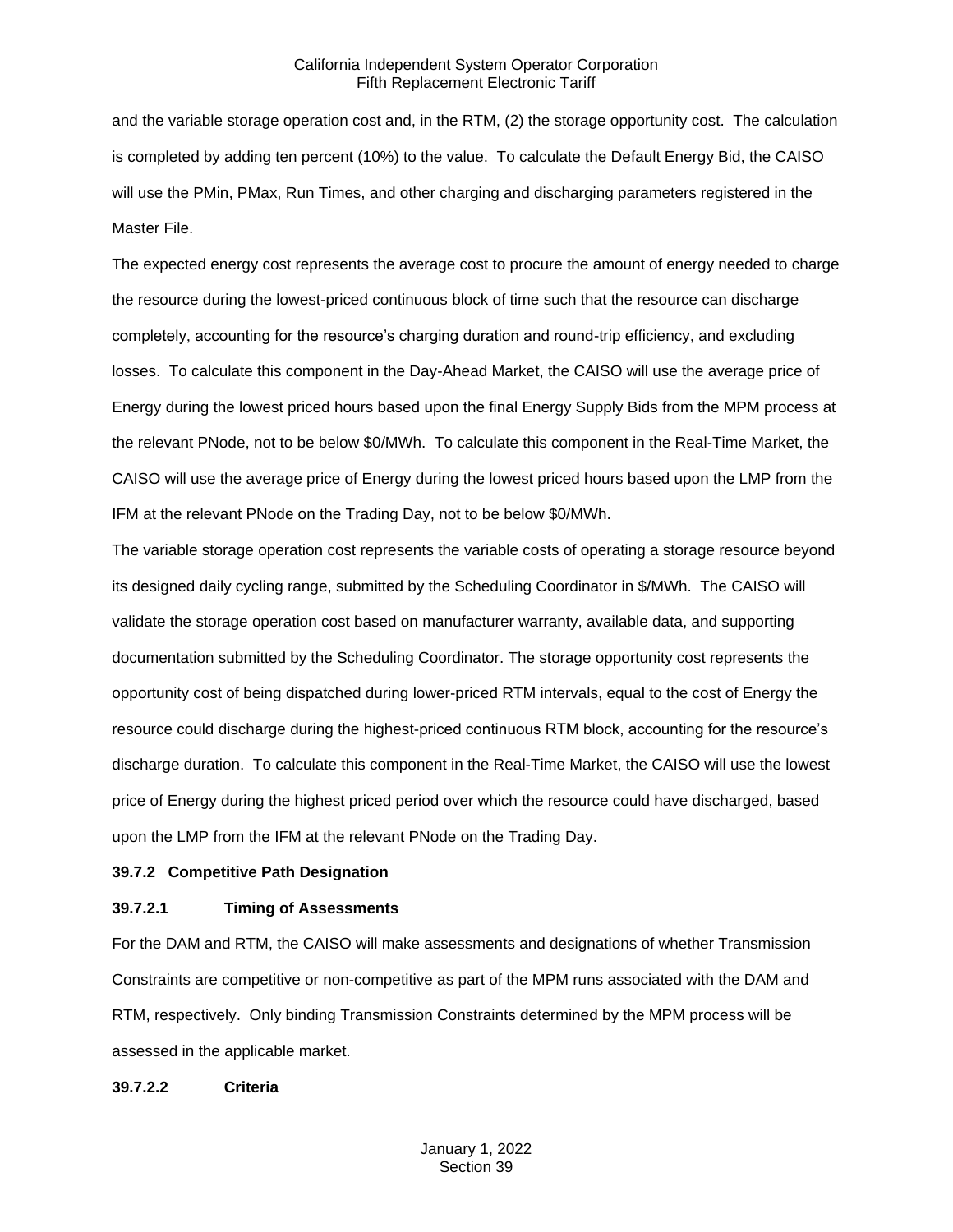and the variable storage operation cost and, in the RTM, (2) the storage opportunity cost. The calculation is completed by adding ten percent (10%) to the value. To calculate the Default Energy Bid, the CAISO will use the PMin, PMax, Run Times, and other charging and discharging parameters registered in the Master File.

The expected energy cost represents the average cost to procure the amount of energy needed to charge the resource during the lowest-priced continuous block of time such that the resource can discharge completely, accounting for the resource's charging duration and round-trip efficiency, and excluding losses. To calculate this component in the Day-Ahead Market, the CAISO will use the average price of Energy during the lowest priced hours based upon the final Energy Supply Bids from the MPM process at the relevant PNode, not to be below $0/MWh. To calculate this component in the Real-Time Market, the CAISO will use the average price of Energy during the lowest priced hours based upon the LMP from the IFM at the relevant PNode on the Trading Day, not to be below $0/MWh.

The variable storage operation cost represents the variable costs of operating a storage resource beyond its designed daily cycling range, submitted by the Scheduling Coordinator in $/MWh. The CAISO will validate the storage operation cost based on manufacturer warranty, available data, and supporting documentation submitted by the Scheduling Coordinator. The storage opportunity cost represents the opportunity cost of being dispatched during lower-priced RTM intervals, equal to the cost of Energy the resource could discharge during the highest-priced continuous RTM block, accounting for the resource's discharge duration. To calculate this component in the Real-Time Market, the CAISO will use the lowest price of Energy during the highest priced period over which the resource could have discharged, based upon the LMP from the IFM at the relevant PNode on the Trading Day.

### 39.7.2 Competitive Path Designation

#### 39.7.2.1 Timing of Assessments

For the DAM and RTM, the CAISO will make assessments and designations of whether Transmission Constraints are competitive or non-competitive as part of the MPM runs associated with the DAM and RTM, respectively. Only binding Transmission Constraints determined by the MPM process will be assessed in the applicable market.

#### 39.7.2.2 Criteria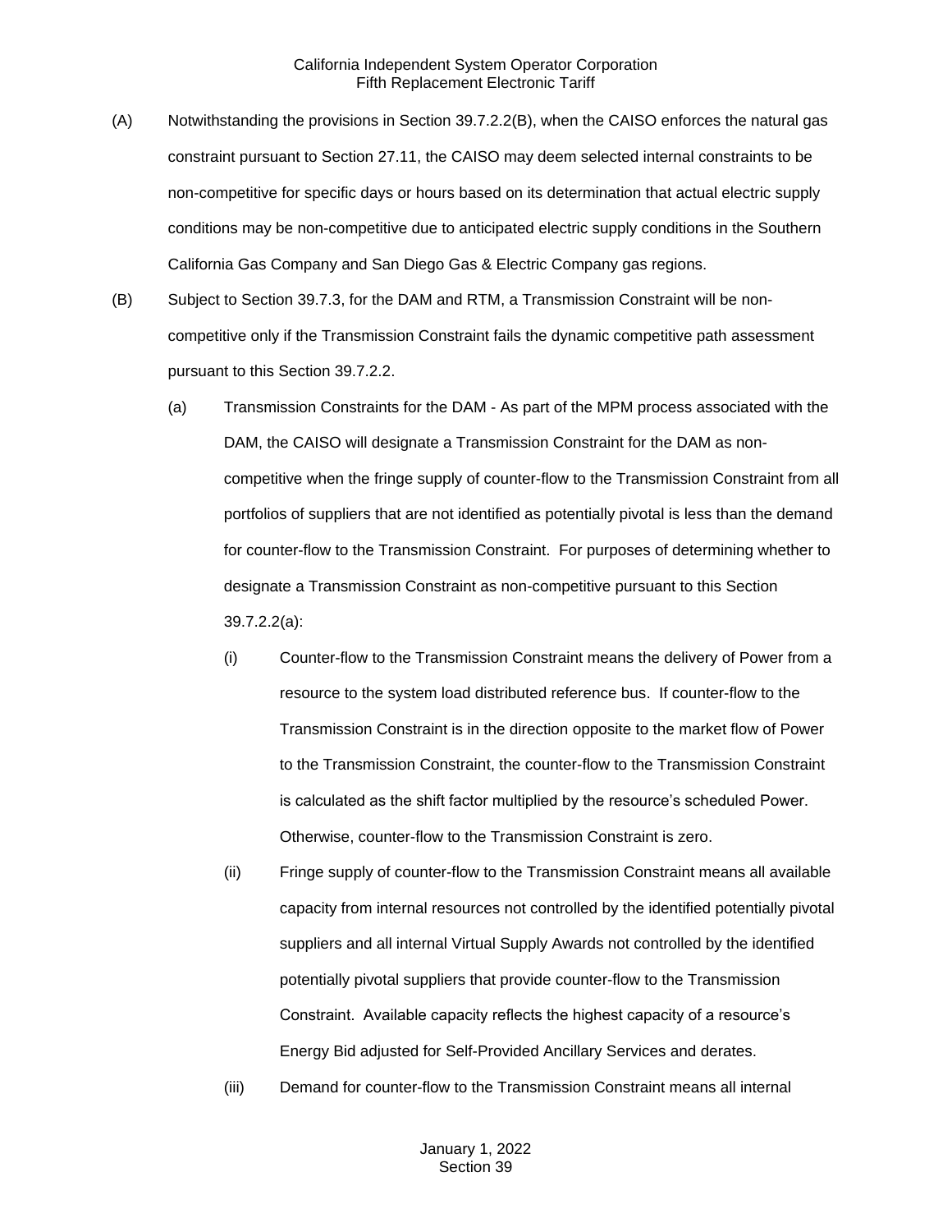(A) Notwithstanding the provisions in Section 39.7.2.2(B), when the CAISO enforces the natural gas constraint pursuant to Section 27.11, the CAISO may deem selected internal constraints to be non-competitive for specific days or hours based on its determination that actual electric supply conditions may be non-competitive due to anticipated electric supply conditions in the Southern California Gas Company and San Diego Gas & Electric Company gas regions.

(B) Subject to Section 39.7.3, for the DAM and RTM, a Transmission Constraint will be non-competitive only if the Transmission Constraint fails the dynamic competitive path assessment pursuant to this Section 39.7.2.2.

(a) Transmission Constraints for the DAM - As part of the MPM process associated with the DAM, the CAISO will designate a Transmission Constraint for the DAM as non-competitive when the fringe supply of counter-flow to the Transmission Constraint from all portfolios of suppliers that are not identified as potentially pivotal is less than the demand for counter-flow to the Transmission Constraint. For purposes of determining whether to designate a Transmission Constraint as non-competitive pursuant to this Section 39.7.2.2(a):

(i) Counter-flow to the Transmission Constraint means the delivery of Power from a resource to the system load distributed reference bus. If counter-flow to the Transmission Constraint is in the direction opposite to the market flow of Power to the Transmission Constraint, the counter-flow to the Transmission Constraint is calculated as the shift factor multiplied by the resource's scheduled Power. Otherwise, counter-flow to the Transmission Constraint is zero.

(ii) Fringe supply of counter-flow to the Transmission Constraint means all available capacity from internal resources not controlled by the identified potentially pivotal suppliers and all internal Virtual Supply Awards not controlled by the identified potentially pivotal suppliers that provide counter-flow to the Transmission Constraint. Available capacity reflects the highest capacity of a resource's Energy Bid adjusted for Self-Provided Ancillary Services and derates.

(iii) Demand for counter-flow to the Transmission Constraint means all internal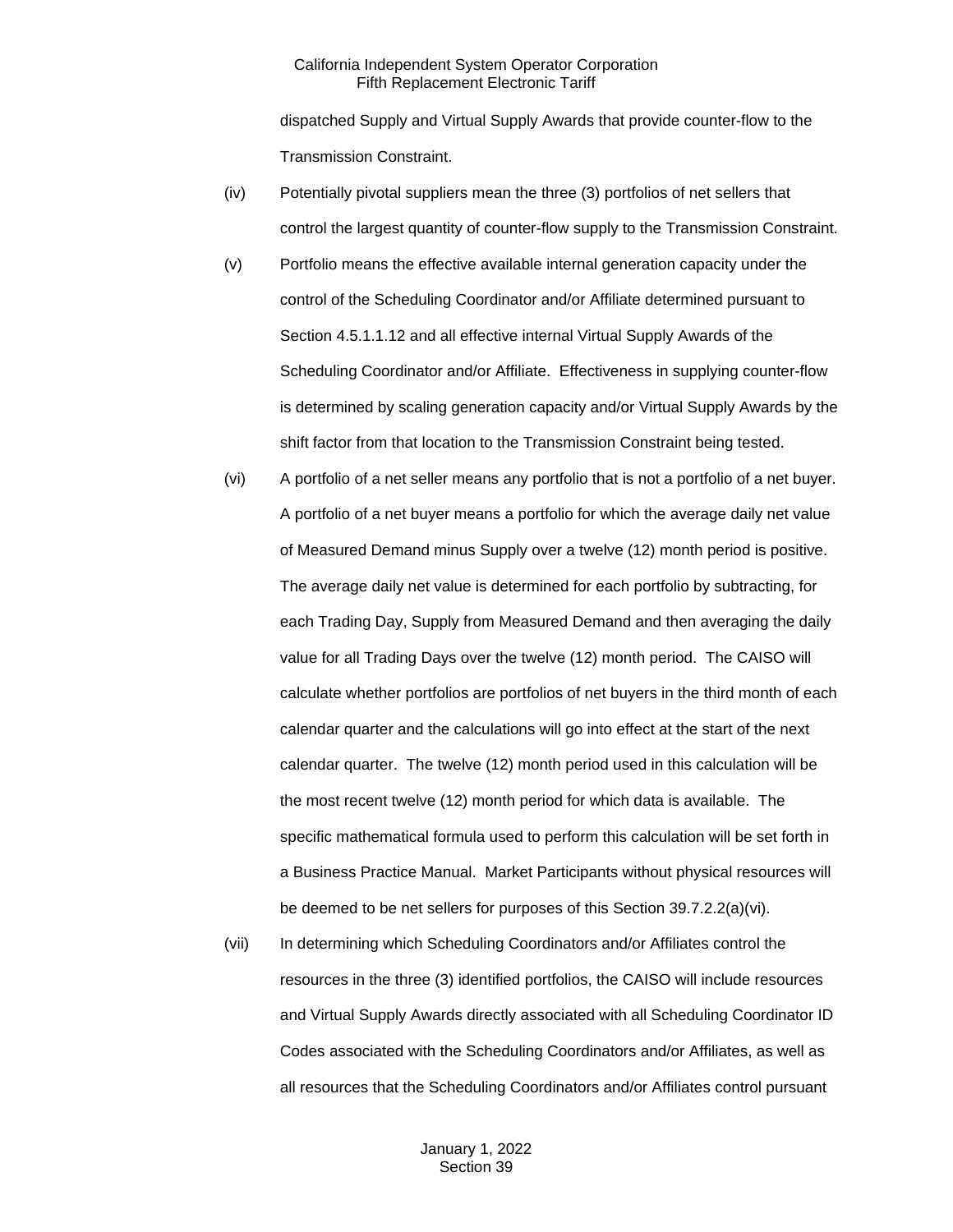dispatched Supply and Virtual Supply Awards that provide counter-flow to the Transmission Constraint.

(iv) Potentially pivotal suppliers mean the three (3) portfolios of net sellers that control the largest quantity of counter-flow supply to the Transmission Constraint.

(v) Portfolio means the effective available internal generation capacity under the control of the Scheduling Coordinator and/or Affiliate determined pursuant to Section 4.5.1.1.12 and all effective internal Virtual Supply Awards of the Scheduling Coordinator and/or Affiliate. Effectiveness in supplying counter-flow is determined by scaling generation capacity and/or Virtual Supply Awards by the shift factor from that location to the Transmission Constraint being tested.

(vi) A portfolio of a net seller means any portfolio that is not a portfolio of a net buyer. A portfolio of a net buyer means a portfolio for which the average daily net value of Measured Demand minus Supply over a twelve (12) month period is positive. The average daily net value is determined for each portfolio by subtracting, for each Trading Day, Supply from Measured Demand and then averaging the daily value for all Trading Days over the twelve (12) month period. The CAISO will calculate whether portfolios are portfolios of net buyers in the third month of each calendar quarter and the calculations will go into effect at the start of the next calendar quarter. The twelve (12) month period used in this calculation will be the most recent twelve (12) month period for which data is available. The specific mathematical formula used to perform this calculation will be set forth in a Business Practice Manual. Market Participants without physical resources will be deemed to be net sellers for purposes of this Section 39.7.2.2(a)(vi).

(vii) In determining which Scheduling Coordinators and/or Affiliates control the resources in the three (3) identified portfolios, the CAISO will include resources and Virtual Supply Awards directly associated with all Scheduling Coordinator ID Codes associated with the Scheduling Coordinators and/or Affiliates, as well as all resources that the Scheduling Coordinators and/or Affiliates control pursuant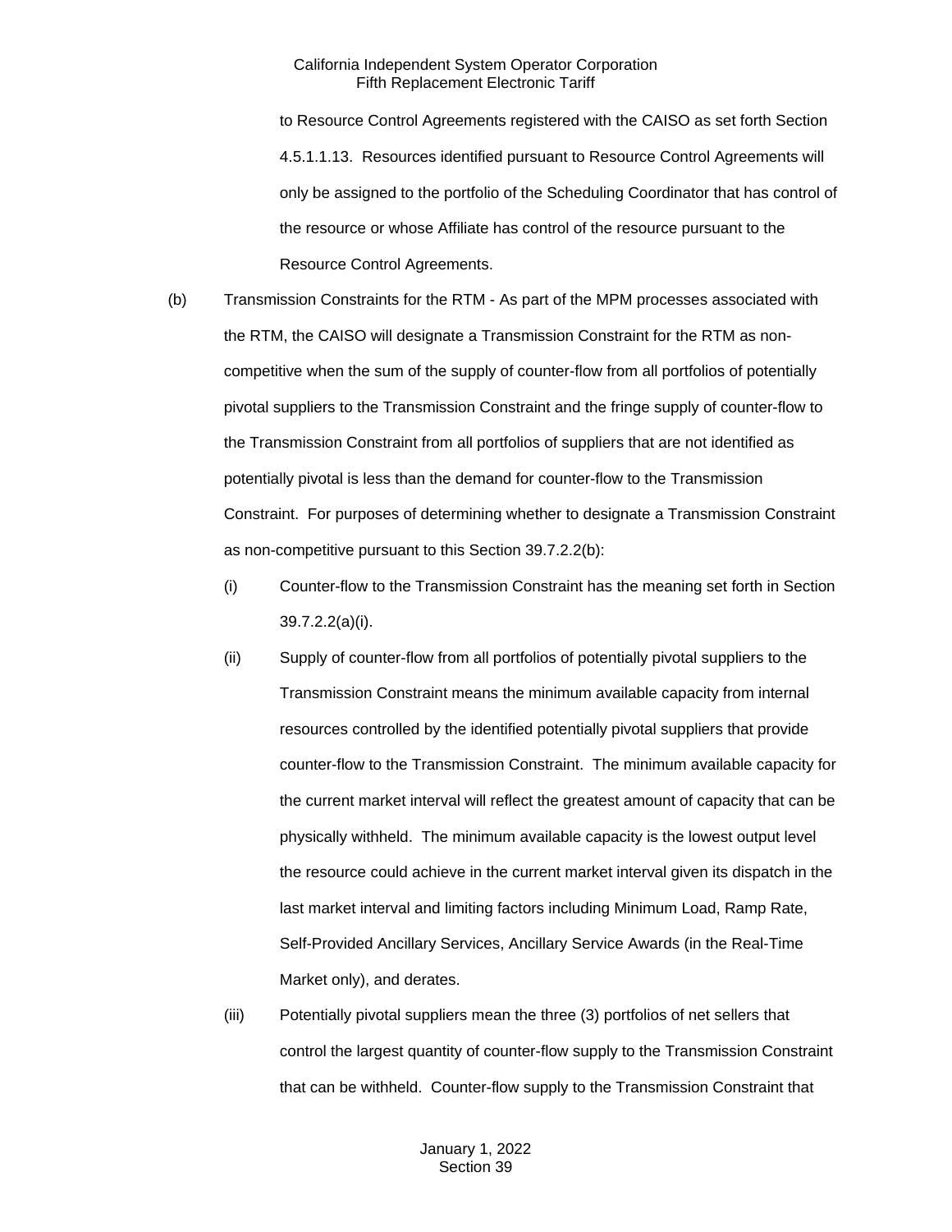to Resource Control Agreements registered with the CAISO as set forth Section 4.5.1.1.13. Resources identified pursuant to Resource Control Agreements will only be assigned to the portfolio of the Scheduling Coordinator that has control of the resource or whose Affiliate has control of the resource pursuant to the Resource Control Agreements.

(b) Transmission Constraints for the RTM - As part of the MPM processes associated with the RTM, the CAISO will designate a Transmission Constraint for the RTM as non-competitive when the sum of the supply of counter-flow from all portfolios of potentially pivotal suppliers to the Transmission Constraint and the fringe supply of counter-flow to the Transmission Constraint from all portfolios of suppliers that are not identified as potentially pivotal is less than the demand for counter-flow to the Transmission Constraint. For purposes of determining whether to designate a Transmission Constraint as non-competitive pursuant to this Section 39.7.2.2(b):

(i) Counter-flow to the Transmission Constraint has the meaning set forth in Section 39.7.2.2(a)(i).

(ii) Supply of counter-flow from all portfolios of potentially pivotal suppliers to the Transmission Constraint means the minimum available capacity from internal resources controlled by the identified potentially pivotal suppliers that provide counter-flow to the Transmission Constraint. The minimum available capacity for the current market interval will reflect the greatest amount of capacity that can be physically withheld. The minimum available capacity is the lowest output level the resource could achieve in the current market interval given its dispatch in the last market interval and limiting factors including Minimum Load, Ramp Rate, Self-Provided Ancillary Services, Ancillary Service Awards (in the Real-Time Market only), and derates.

(iii) Potentially pivotal suppliers mean the three (3) portfolios of net sellers that control the largest quantity of counter-flow supply to the Transmission Constraint that can be withheld. Counter-flow supply to the Transmission Constraint that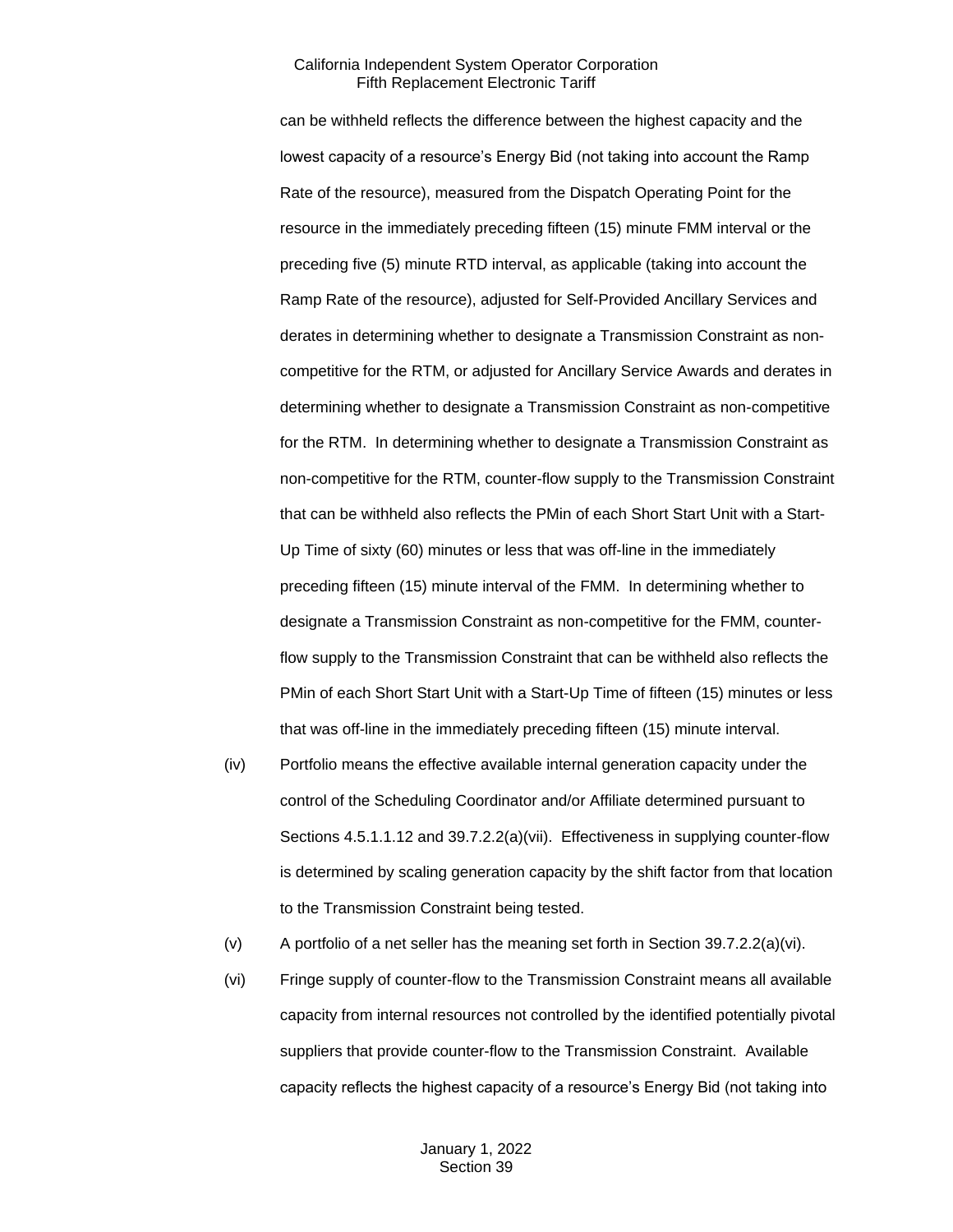can be withheld reflects the difference between the highest capacity and the lowest capacity of a resource's Energy Bid (not taking into account the Ramp Rate of the resource), measured from the Dispatch Operating Point for the resource in the immediately preceding fifteen (15) minute FMM interval or the preceding five (5) minute RTD interval, as applicable (taking into account the Ramp Rate of the resource), adjusted for Self-Provided Ancillary Services and derates in determining whether to designate a Transmission Constraint as non-competitive for the RTM, or adjusted for Ancillary Service Awards and derates in determining whether to designate a Transmission Constraint as non-competitive for the RTM. In determining whether to designate a Transmission Constraint as non-competitive for the RTM, counter-flow supply to the Transmission Constraint that can be withheld also reflects the PMin of each Short Start Unit with a Start-Up Time of sixty (60) minutes or less that was off-line in the immediately preceding fifteen (15) minute interval of the FMM. In determining whether to designate a Transmission Constraint as non-competitive for the FMM, counter-flow supply to the Transmission Constraint that can be withheld also reflects the PMin of each Short Start Unit with a Start-Up Time of fifteen (15) minutes or less that was off-line in the immediately preceding fifteen (15) minute interval.

(iv) Portfolio means the effective available internal generation capacity under the control of the Scheduling Coordinator and/or Affiliate determined pursuant to Sections 4.5.1.1.12 and 39.7.2.2(a)(vii). Effectiveness in supplying counter-flow is determined by scaling generation capacity by the shift factor from that location to the Transmission Constraint being tested.

(v) A portfolio of a net seller has the meaning set forth in Section 39.7.2.2(a)(vi).

(vi) Fringe supply of counter-flow to the Transmission Constraint means all available capacity from internal resources not controlled by the identified potentially pivotal suppliers that provide counter-flow to the Transmission Constraint. Available capacity reflects the highest capacity of a resource's Energy Bid (not taking into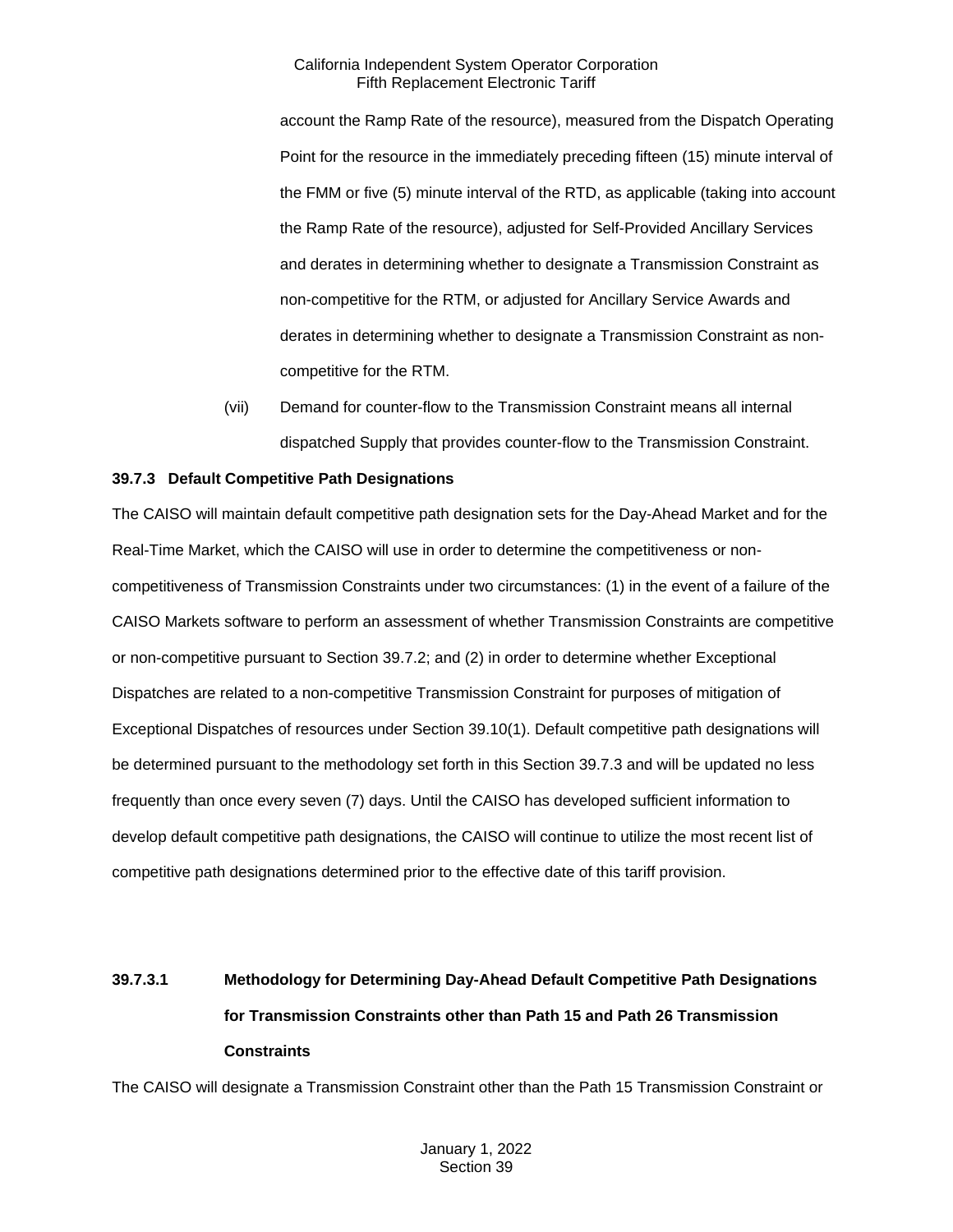account the Ramp Rate of the resource), measured from the Dispatch Operating Point for the resource in the immediately preceding fifteen (15) minute interval of the FMM or five (5) minute interval of the RTD, as applicable (taking into account the Ramp Rate of the resource), adjusted for Self-Provided Ancillary Services and derates in determining whether to designate a Transmission Constraint as non-competitive for the RTM, or adjusted for Ancillary Service Awards and derates in determining whether to designate a Transmission Constraint as non-competitive for the RTM.

(vii) Demand for counter-flow to the Transmission Constraint means all internal dispatched Supply that provides counter-flow to the Transmission Constraint.

**39.7.3 Default Competitive Path Designations**

The CAISO will maintain default competitive path designation sets for the Day-Ahead Market and for the Real-Time Market, which the CAISO will use in order to determine the competitiveness or non-competitiveness of Transmission Constraints under two circumstances: (1) in the event of a failure of the CAISO Markets software to perform an assessment of whether Transmission Constraints are competitive or non-competitive pursuant to Section 39.7.2; and (2) in order to determine whether Exceptional Dispatches are related to a non-competitive Transmission Constraint for purposes of mitigation of Exceptional Dispatches of resources under Section 39.10(1). Default competitive path designations will be determined pursuant to the methodology set forth in this Section 39.7.3 and will be updated no less frequently than once every seven (7) days. Until the CAISO has developed sufficient information to develop default competitive path designations, the CAISO will continue to utilize the most recent list of competitive path designations determined prior to the effective date of this tariff provision.

**39.7.3.1 Methodology for Determining Day-Ahead Default Competitive Path Designations for Transmission Constraints other than Path 15 and Path 26 Transmission Constraints**

The CAISO will designate a Transmission Constraint other than the Path 15 Transmission Constraint or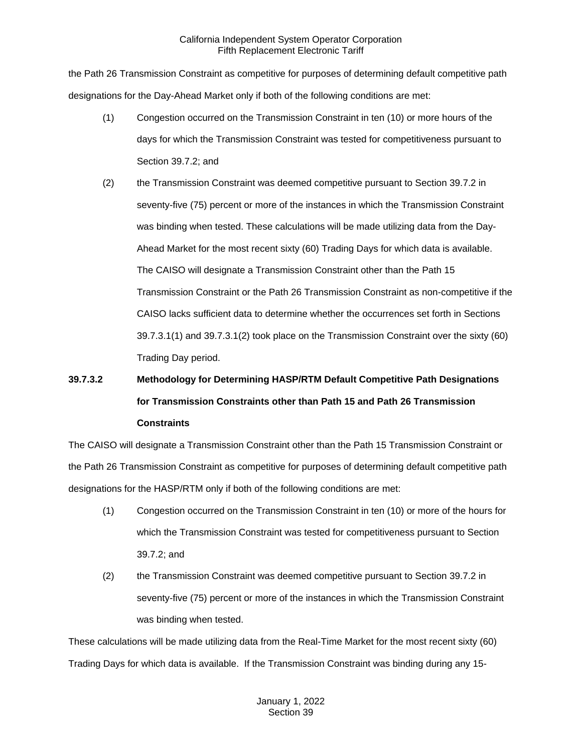the Path 26 Transmission Constraint as competitive for purposes of determining default competitive path designations for the Day-Ahead Market only if both of the following conditions are met:

(1) Congestion occurred on the Transmission Constraint in ten (10) or more hours of the days for which the Transmission Constraint was tested for competitiveness pursuant to Section 39.7.2; and

(2) the Transmission Constraint was deemed competitive pursuant to Section 39.7.2 in seventy-five (75) percent or more of the instances in which the Transmission Constraint was binding when tested. These calculations will be made utilizing data from the Day-Ahead Market for the most recent sixty (60) Trading Days for which data is available. The CAISO will designate a Transmission Constraint other than the Path 15 Transmission Constraint or the Path 26 Transmission Constraint as non-competitive if the CAISO lacks sufficient data to determine whether the occurrences set forth in Sections 39.7.3.1(1) and 39.7.3.1(2) took place on the Transmission Constraint over the sixty (60) Trading Day period.

### 39.7.3.2 Methodology for Determining HASP/RTM Default Competitive Path Designations for Transmission Constraints other than Path 15 and Path 26 Transmission Constraints

The CAISO will designate a Transmission Constraint other than the Path 15 Transmission Constraint or the Path 26 Transmission Constraint as competitive for purposes of determining default competitive path designations for the HASP/RTM only if both of the following conditions are met:

(1) Congestion occurred on the Transmission Constraint in ten (10) or more of the hours for which the Transmission Constraint was tested for competitiveness pursuant to Section 39.7.2; and

(2) the Transmission Constraint was deemed competitive pursuant to Section 39.7.2 in seventy-five (75) percent or more of the instances in which the Transmission Constraint was binding when tested.

These calculations will be made utilizing data from the Real-Time Market for the most recent sixty (60) Trading Days for which data is available. If the Transmission Constraint was binding during any 15-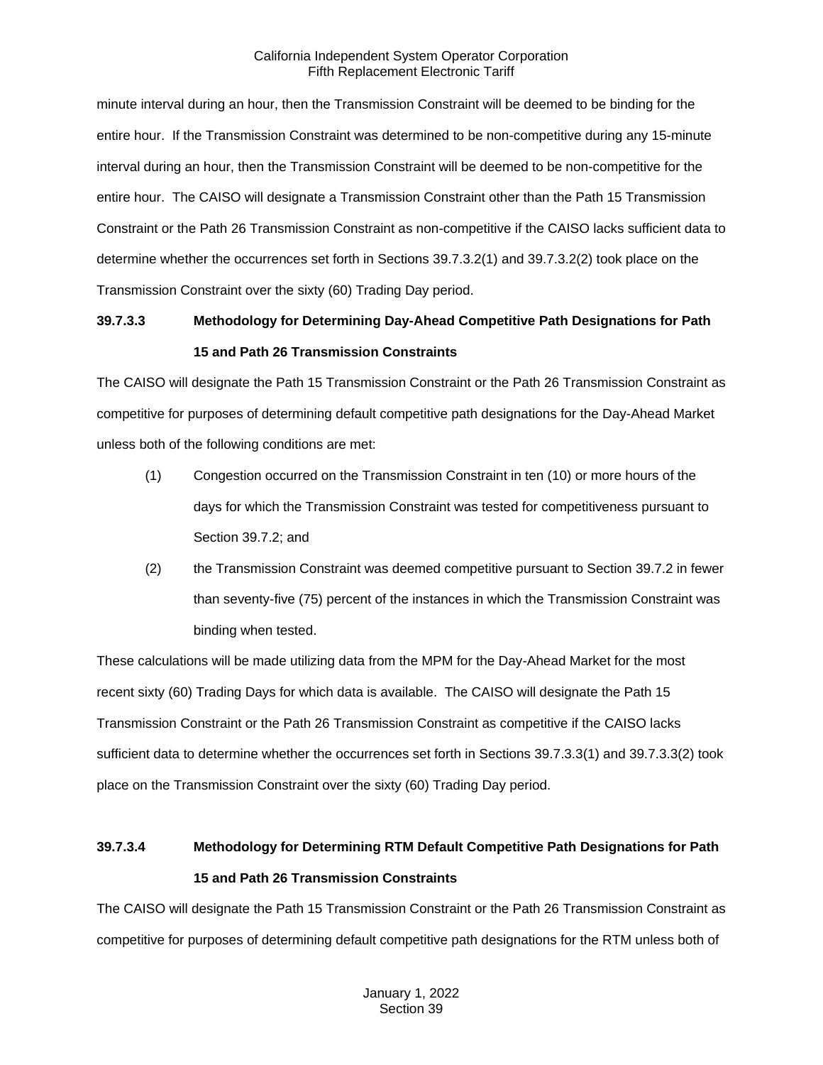minute interval during an hour, then the Transmission Constraint will be deemed to be binding for the entire hour. If the Transmission Constraint was determined to be non-competitive during any 15-minute interval during an hour, then the Transmission Constraint will be deemed to be non-competitive for the entire hour. The CAISO will designate a Transmission Constraint other than the Path 15 Transmission Constraint or the Path 26 Transmission Constraint as non-competitive if the CAISO lacks sufficient data to determine whether the occurrences set forth in Sections 39.7.3.2(1) and 39.7.3.2(2) took place on the Transmission Constraint over the sixty (60) Trading Day period.

**39.7.3.3 Methodology for Determining Day-Ahead Competitive Path Designations for Path 15 and Path 26 Transmission Constraints**

The CAISO will designate the Path 15 Transmission Constraint or the Path 26 Transmission Constraint as competitive for purposes of determining default competitive path designations for the Day-Ahead Market unless both of the following conditions are met:

(1) Congestion occurred on the Transmission Constraint in ten (10) or more hours of the days for which the Transmission Constraint was tested for competitiveness pursuant to Section 39.7.2; and

(2) the Transmission Constraint was deemed competitive pursuant to Section 39.7.2 in fewer than seventy-five (75) percent of the instances in which the Transmission Constraint was binding when tested.

These calculations will be made utilizing data from the MPM for the Day-Ahead Market for the most recent sixty (60) Trading Days for which data is available. The CAISO will designate the Path 15 Transmission Constraint or the Path 26 Transmission Constraint as competitive if the CAISO lacks sufficient data to determine whether the occurrences set forth in Sections 39.7.3.3(1) and 39.7.3.3(2) took place on the Transmission Constraint over the sixty (60) Trading Day period.

**39.7.3.4 Methodology for Determining RTM Default Competitive Path Designations for Path 15 and Path 26 Transmission Constraints**

The CAISO will designate the Path 15 Transmission Constraint or the Path 26 Transmission Constraint as competitive for purposes of determining default competitive path designations for the RTM unless both of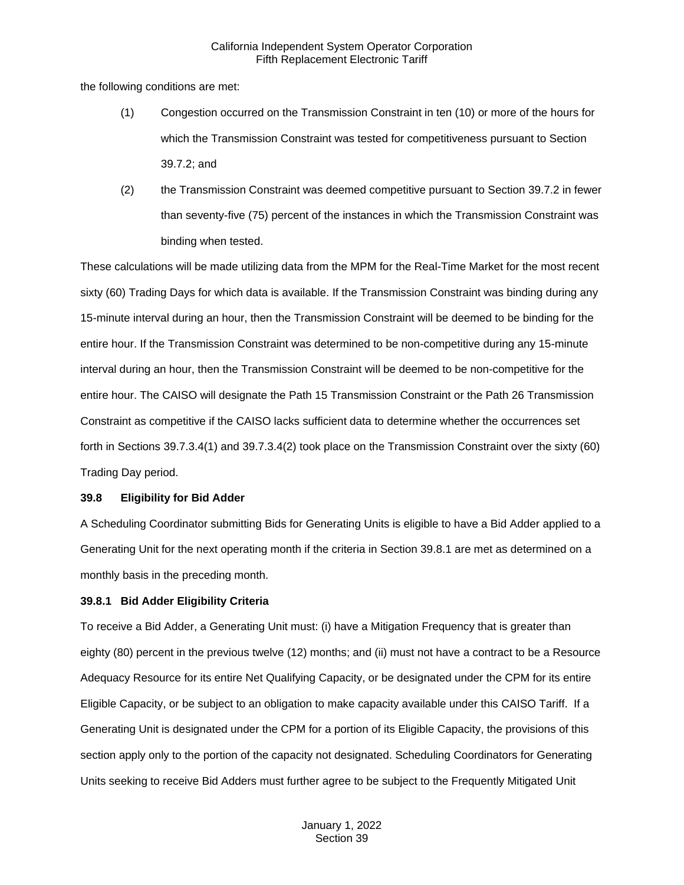the following conditions are met:

(1) Congestion occurred on the Transmission Constraint in ten (10) or more of the hours for which the Transmission Constraint was tested for competitiveness pursuant to Section 39.7.2; and

(2) the Transmission Constraint was deemed competitive pursuant to Section 39.7.2 in fewer than seventy-five (75) percent of the instances in which the Transmission Constraint was binding when tested.

These calculations will be made utilizing data from the MPM for the Real-Time Market for the most recent sixty (60) Trading Days for which data is available. If the Transmission Constraint was binding during any 15-minute interval during an hour, then the Transmission Constraint will be deemed to be binding for the entire hour. If the Transmission Constraint was determined to be non-competitive during any 15-minute interval during an hour, then the Transmission Constraint will be deemed to be non-competitive for the entire hour. The CAISO will designate the Path 15 Transmission Constraint or the Path 26 Transmission Constraint as competitive if the CAISO lacks sufficient data to determine whether the occurrences set forth in Sections 39.7.3.4(1) and 39.7.3.4(2) took place on the Transmission Constraint over the sixty (60) Trading Day period.

### 39.8 Eligibility for Bid Adder

A Scheduling Coordinator submitting Bids for Generating Units is eligible to have a Bid Adder applied to a Generating Unit for the next operating month if the criteria in Section 39.8.1 are met as determined on a monthly basis in the preceding month.

#### 39.8.1 Bid Adder Eligibility Criteria

To receive a Bid Adder, a Generating Unit must: (i) have a Mitigation Frequency that is greater than eighty (80) percent in the previous twelve (12) months; and (ii) must not have a contract to be a Resource Adequacy Resource for its entire Net Qualifying Capacity, or be designated under the CPM for its entire Eligible Capacity, or be subject to an obligation to make capacity available under this CAISO Tariff. If a Generating Unit is designated under the CPM for a portion of its Eligible Capacity, the provisions of this section apply only to the portion of the capacity not designated. Scheduling Coordinators for Generating Units seeking to receive Bid Adders must further agree to be subject to the Frequently Mitigated Unit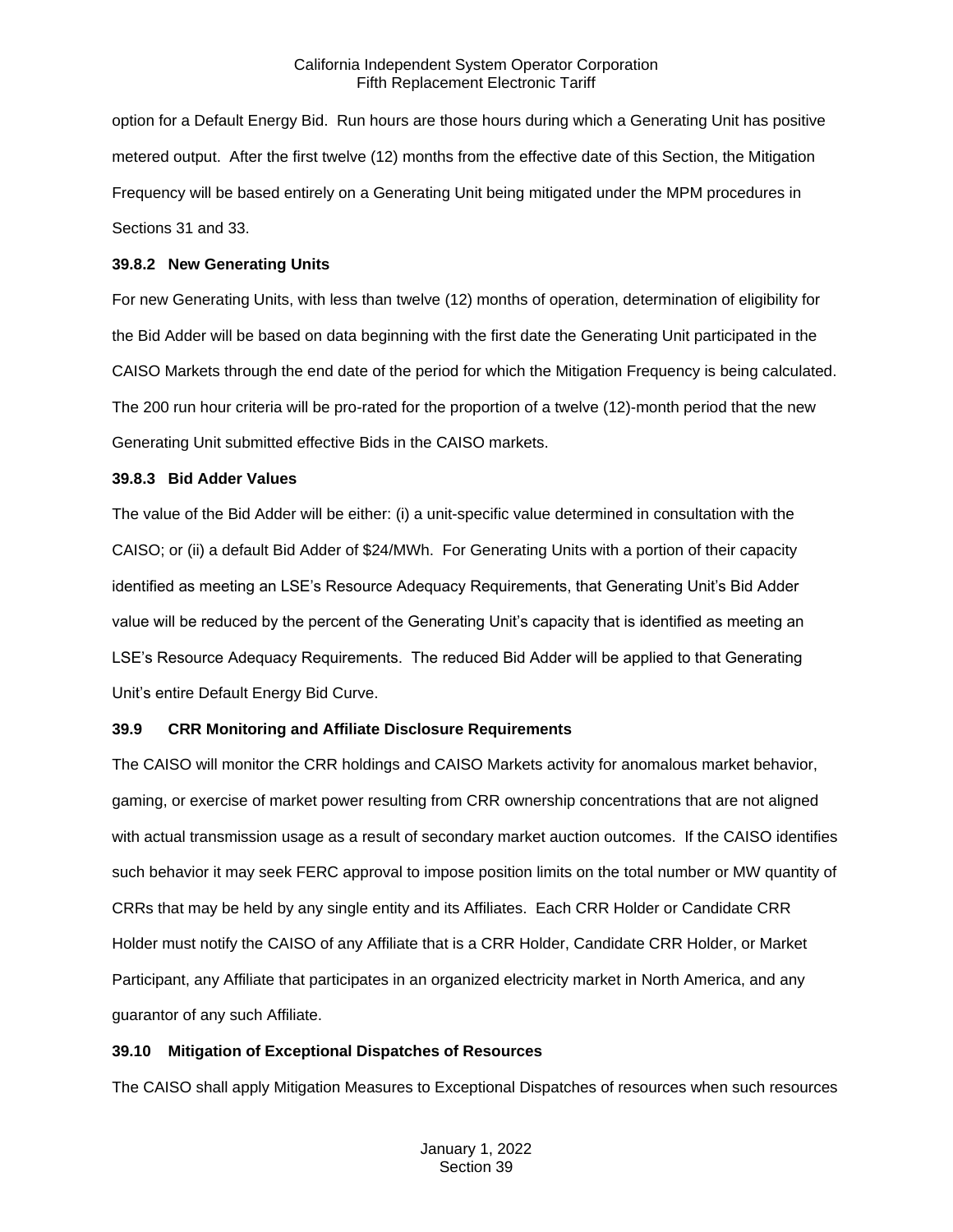option for a Default Energy Bid. Run hours are those hours during which a Generating Unit has positive metered output. After the first twelve (12) months from the effective date of this Section, the Mitigation Frequency will be based entirely on a Generating Unit being mitigated under the MPM procedures in Sections 31 and 33.

### 39.8.2 New Generating Units

For new Generating Units, with less than twelve (12) months of operation, determination of eligibility for the Bid Adder will be based on data beginning with the first date the Generating Unit participated in the CAISO Markets through the end date of the period for which the Mitigation Frequency is being calculated. The 200 run hour criteria will be pro-rated for the proportion of a twelve (12)-month period that the new Generating Unit submitted effective Bids in the CAISO markets.

### 39.8.3 Bid Adder Values

The value of the Bid Adder will be either: (i) a unit-specific value determined in consultation with the CAISO; or (ii) a default Bid Adder of $24/MWh. For Generating Units with a portion of their capacity identified as meeting an LSE's Resource Adequacy Requirements, that Generating Unit's Bid Adder value will be reduced by the percent of the Generating Unit's capacity that is identified as meeting an LSE's Resource Adequacy Requirements. The reduced Bid Adder will be applied to that Generating Unit's entire Default Energy Bid Curve.

## 39.9 CRR Monitoring and Affiliate Disclosure Requirements

The CAISO will monitor the CRR holdings and CAISO Markets activity for anomalous market behavior, gaming, or exercise of market power resulting from CRR ownership concentrations that are not aligned with actual transmission usage as a result of secondary market auction outcomes. If the CAISO identifies such behavior it may seek FERC approval to impose position limits on the total number or MW quantity of CRRs that may be held by any single entity and its Affiliates. Each CRR Holder or Candidate CRR Holder must notify the CAISO of any Affiliate that is a CRR Holder, Candidate CRR Holder, or Market Participant, any Affiliate that participates in an organized electricity market in North America, and any guarantor of any such Affiliate.

## 39.10 Mitigation of Exceptional Dispatches of Resources

The CAISO shall apply Mitigation Measures to Exceptional Dispatches of resources when such resources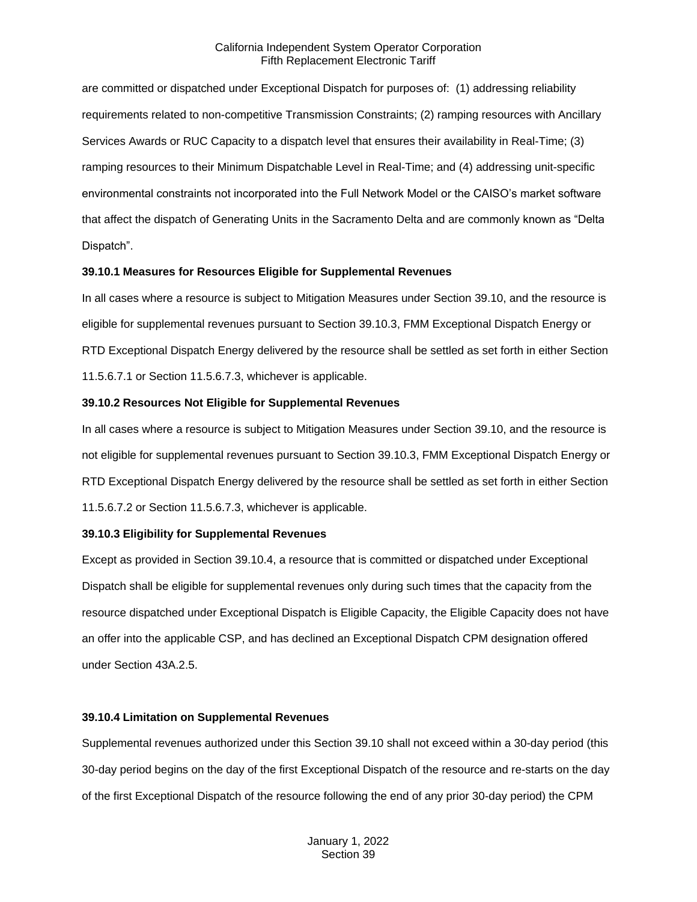are committed or dispatched under Exceptional Dispatch for purposes of: (1) addressing reliability requirements related to non-competitive Transmission Constraints; (2) ramping resources with Ancillary Services Awards or RUC Capacity to a dispatch level that ensures their availability in Real-Time; (3) ramping resources to their Minimum Dispatchable Level in Real-Time; and (4) addressing unit-specific environmental constraints not incorporated into the Full Network Model or the CAISO's market software that affect the dispatch of Generating Units in the Sacramento Delta and are commonly known as "Delta Dispatch".

**39.10.1 Measures for Resources Eligible for Supplemental Revenues**

In all cases where a resource is subject to Mitigation Measures under Section 39.10, and the resource is eligible for supplemental revenues pursuant to Section 39.10.3, FMM Exceptional Dispatch Energy or RTD Exceptional Dispatch Energy delivered by the resource shall be settled as set forth in either Section 11.5.6.7.1 or Section 11.5.6.7.3, whichever is applicable.

**39.10.2 Resources Not Eligible for Supplemental Revenues**

In all cases where a resource is subject to Mitigation Measures under Section 39.10, and the resource is not eligible for supplemental revenues pursuant to Section 39.10.3, FMM Exceptional Dispatch Energy or RTD Exceptional Dispatch Energy delivered by the resource shall be settled as set forth in either Section 11.5.6.7.2 or Section 11.5.6.7.3, whichever is applicable.

**39.10.3 Eligibility for Supplemental Revenues**

Except as provided in Section 39.10.4, a resource that is committed or dispatched under Exceptional Dispatch shall be eligible for supplemental revenues only during such times that the capacity from the resource dispatched under Exceptional Dispatch is Eligible Capacity, the Eligible Capacity does not have an offer into the applicable CSP, and has declined an Exceptional Dispatch CPM designation offered under Section 43A.2.5.

**39.10.4 Limitation on Supplemental Revenues**

Supplemental revenues authorized under this Section 39.10 shall not exceed within a 30-day period (this 30-day period begins on the day of the first Exceptional Dispatch of the resource and re-starts on the day of the first Exceptional Dispatch of the resource following the end of any prior 30-day period) the CPM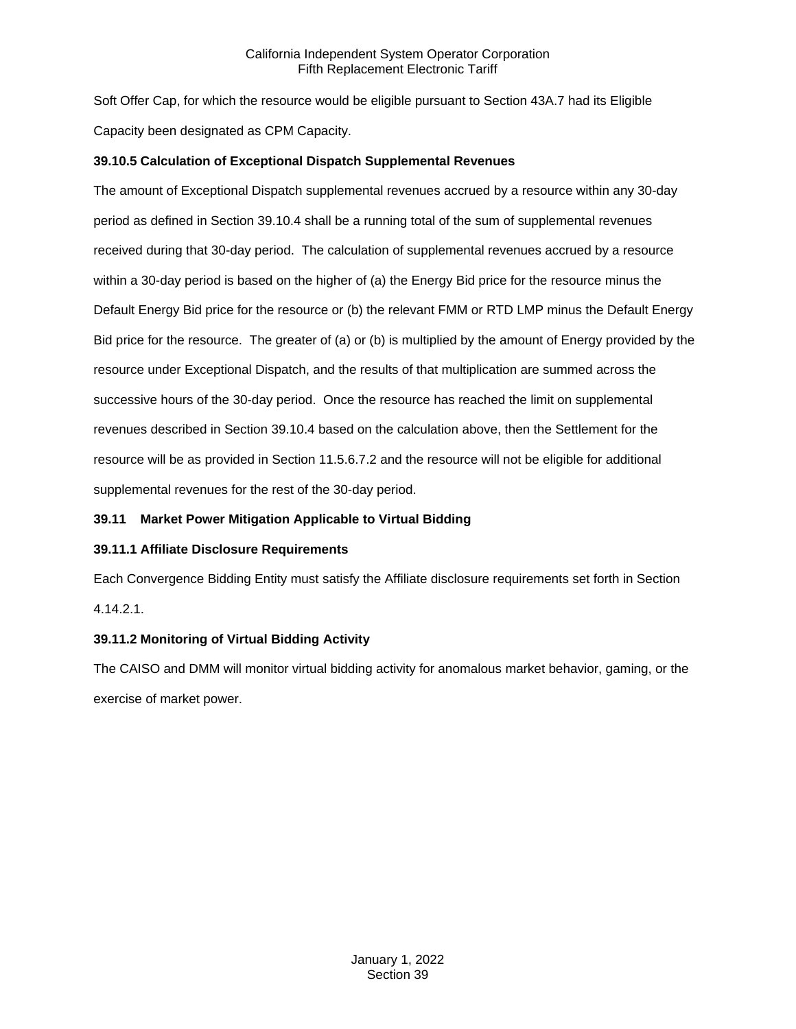Soft Offer Cap, for which the resource would be eligible pursuant to Section 43A.7 had its Eligible Capacity been designated as CPM Capacity.

**39.10.5 Calculation of Exceptional Dispatch Supplemental Revenues**

The amount of Exceptional Dispatch supplemental revenues accrued by a resource within any 30-day period as defined in Section 39.10.4 shall be a running total of the sum of supplemental revenues received during that 30-day period. The calculation of supplemental revenues accrued by a resource within a 30-day period is based on the higher of (a) the Energy Bid price for the resource minus the Default Energy Bid price for the resource or (b) the relevant FMM or RTD LMP minus the Default Energy Bid price for the resource. The greater of (a) or (b) is multiplied by the amount of Energy provided by the resource under Exceptional Dispatch, and the results of that multiplication are summed across the successive hours of the 30-day period. Once the resource has reached the limit on supplemental revenues described in Section 39.10.4 based on the calculation above, then the Settlement for the resource will be as provided in Section 11.5.6.7.2 and the resource will not be eligible for additional supplemental revenues for the rest of the 30-day period.

**39.11 Market Power Mitigation Applicable to Virtual Bidding**

**39.11.1 Affiliate Disclosure Requirements**

Each Convergence Bidding Entity must satisfy the Affiliate disclosure requirements set forth in Section 4.14.2.1.

**39.11.2 Monitoring of Virtual Bidding Activity**

The CAISO and DMM will monitor virtual bidding activity for anomalous market behavior, gaming, or the exercise of market power.